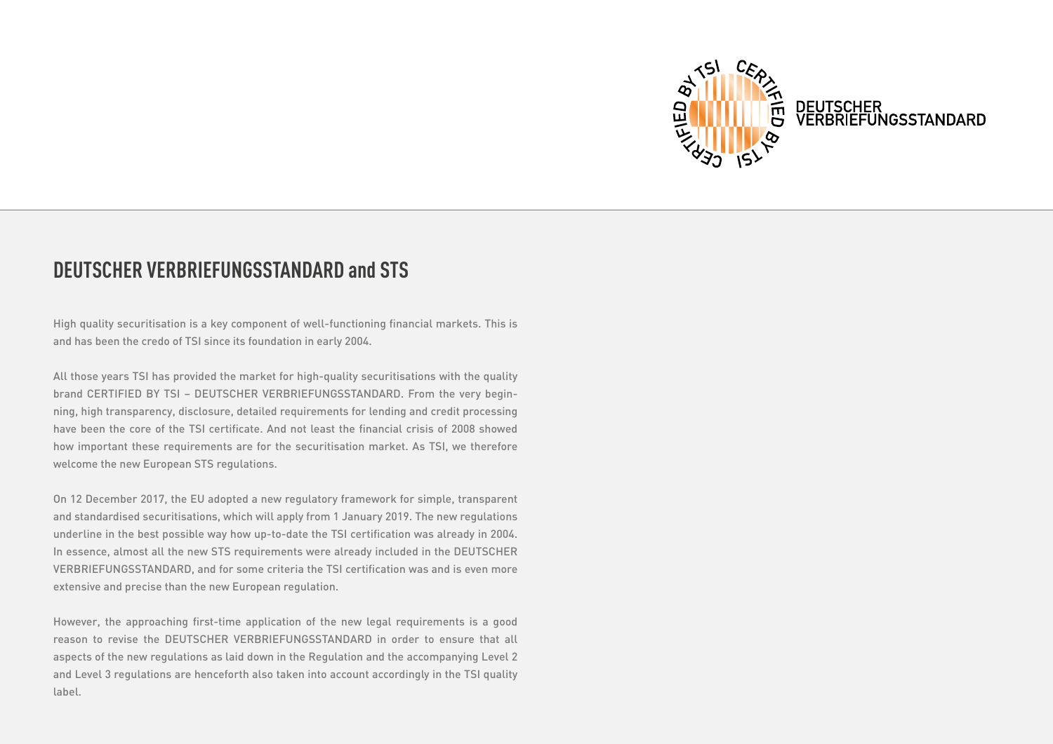DEUTSCHER VERBRIEFUNGSSTANDARD

## DEUTSCHER VERBRIEFUNGSSTANDARD and STS

High quality securitisation is a key component of well-functioning financial markets. This is and has been the credo of TSI since its foundation in early 2004.

All those years TSI has provided the market for high-quality securitisations with the quality brand CERTIFIED BY TSI – DEUTSCHER VERBRIEFUNGSSTANDARD. From the very beginning, high transparency, disclosure, detailed requirements for lending and credit processing have been the core of the TSI certificate. And not least the financial crisis of 2008 showed how important these requirements are for the securitisation market. As TSI, we therefore welcome the new European STS regulations.

On 12 December 2017, the EU adopted a new regulatory framework for simple, transparent and standardised securitisations, which will apply from 1 January 2019. The new regulations underline in the best possible way how up-to-date the TSI certification was already in 2004. In essence, almost all the new STS requirements were already included in the DEUTSCHER VERBRIEFUNGSSTANDARD, and for some criteria the TSI certification was and is even more extensive and precise than the new European regulation.

However, the approaching first-time application of the new legal requirements is a good reason to revise the DEUTSCHER VERBRIEFUNGSSTANDARD in order to ensure that all aspects of the new regulations as laid down in the Regulation and the accompanying Level 2 and Level 3 regulations are henceforth also taken into account accordingly in the TSI quality label.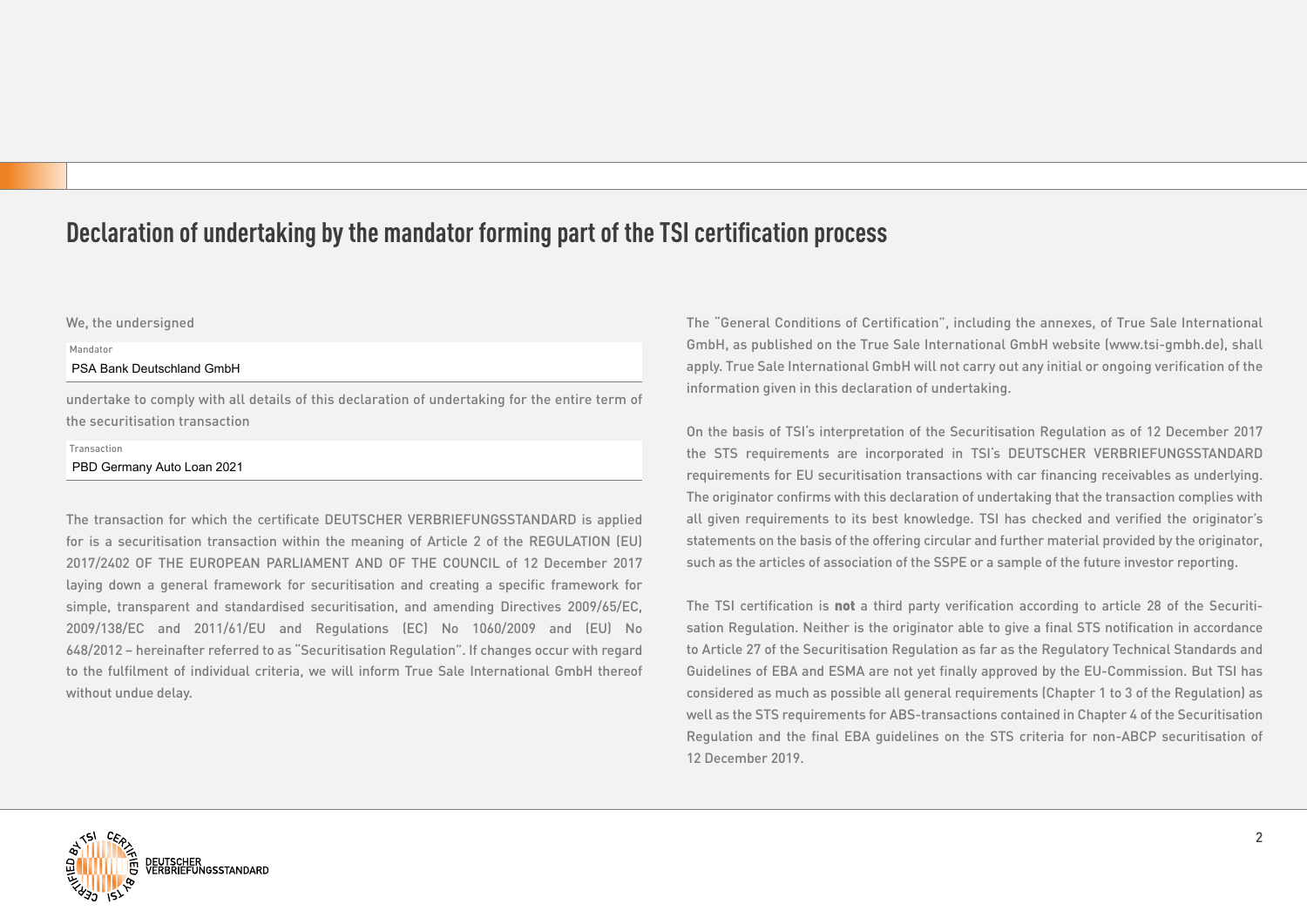# Declaration of undertaking by the mandator forming part of the TSI certification process

We, the undersigned

Mandator
PSA Bank Deutschland GmbH

undertake to comply with all details of this declaration of undertaking for the entire term of the securitisation transaction

Transaction
PBD Germany Auto Loan 2021

The transaction for which the certificate DEUTSCHER VERBRIEFUNGSSTANDARD is applied for is a securitisation transaction within the meaning of Article 2 of the REGULATION (EU) 2017/2402 OF THE EUROPEAN PARLIAMENT AND OF THE COUNCIL of 12 December 2017 laying down a general framework for securitisation and creating a specific framework for simple, transparent and standardised securitisation, and amending Directives 2009/65/EC, 2009/138/EC and 2011/61/EU and Regulations (EC) No 1060/2009 and (EU) No 648/2012 – hereinafter referred to as "Securitisation Regulation". If changes occur with regard to the fulfilment of individual criteria, we will inform True Sale International GmbH thereof without undue delay.

The "General Conditions of Certification", including the annexes, of True Sale International GmbH, as published on the True Sale International GmbH website (www.tsi-gmbh.de), shall apply. True Sale International GmbH will not carry out any initial or ongoing verification of the information given in this declaration of undertaking.

On the basis of TSI's interpretation of the Securitisation Regulation as of 12 December 2017 the STS requirements are incorporated in TSI's DEUTSCHER VERBRIEFUNGSSTANDARD requirements for EU securitisation transactions with car financing receivables as underlying. The originator confirms with this declaration of undertaking that the transaction complies with all given requirements to its best knowledge. TSI has checked and verified the originator's statements on the basis of the offering circular and further material provided by the originator, such as the articles of association of the SSPE or a sample of the future investor reporting.

The TSI certification is **not** a third party verification according to article 28 of the Securitisation Regulation. Neither is the originator able to give a final STS notification in accordance to Article 27 of the Securitisation Regulation as far as the Regulatory Technical Standards and Guidelines of EBA and ESMA are not yet finally approved by the EU-Commission. But TSI has considered as much as possible all general requirements (Chapter 1 to 3 of the Regulation) as well as the STS requirements for ABS-transactions contained in Chapter 4 of the Securitisation Regulation and the final EBA guidelines on the STS criteria for non-ABCP securitisation of 12 December 2019.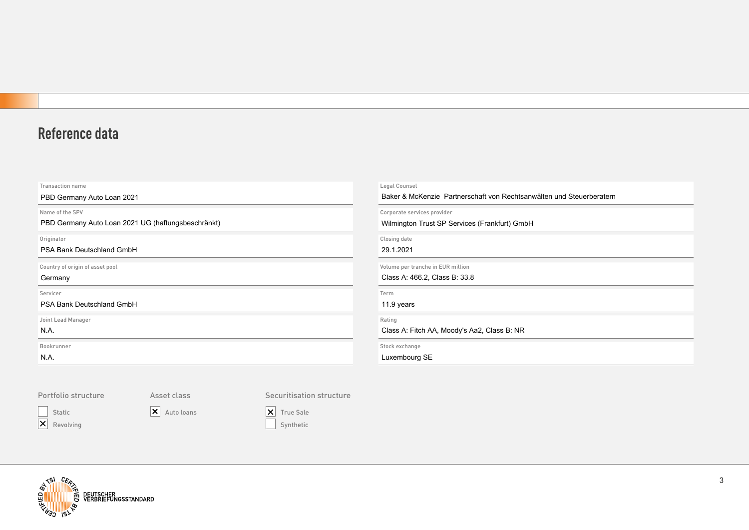# Reference data

| Field | Value |
| --- | --- |
| Transaction name | PBD Germany Auto Loan 2021 |
| Name of the SPV | PBD Germany Auto Loan 2021 UG (haftungsbeschränkt) |
| Originator | PSA Bank Deutschland GmbH |
| Country of origin of asset pool | Germany |
| Servicer | PSA Bank Deutschland GmbH |
| Joint Lead Manager | N.A. |
| Bookrunner | N.A. |
| Legal Counsel | Baker & McKenzie Partnerschaft von Rechtsanwälten und Steuerberatern |
| Corporate services provider | Wilmington Trust SP Services (Frankfurt) GmbH |
| Closing date | 29.1.2021 |
| Volume per tranche in EUR million | Class A: 466.2, Class B: 33.8 |
| Term | 11.9 years |
| Rating | Class A: Fitch AA, Moody's Aa2, Class B: NR |
| Stock exchange | Luxembourg SE |

**Portfolio structure**

- [ ] Static
- [x] Revolving

**Asset class**

- [x] Auto loans

**Securitisation structure**

- [x] True Sale
- [ ] Synthetic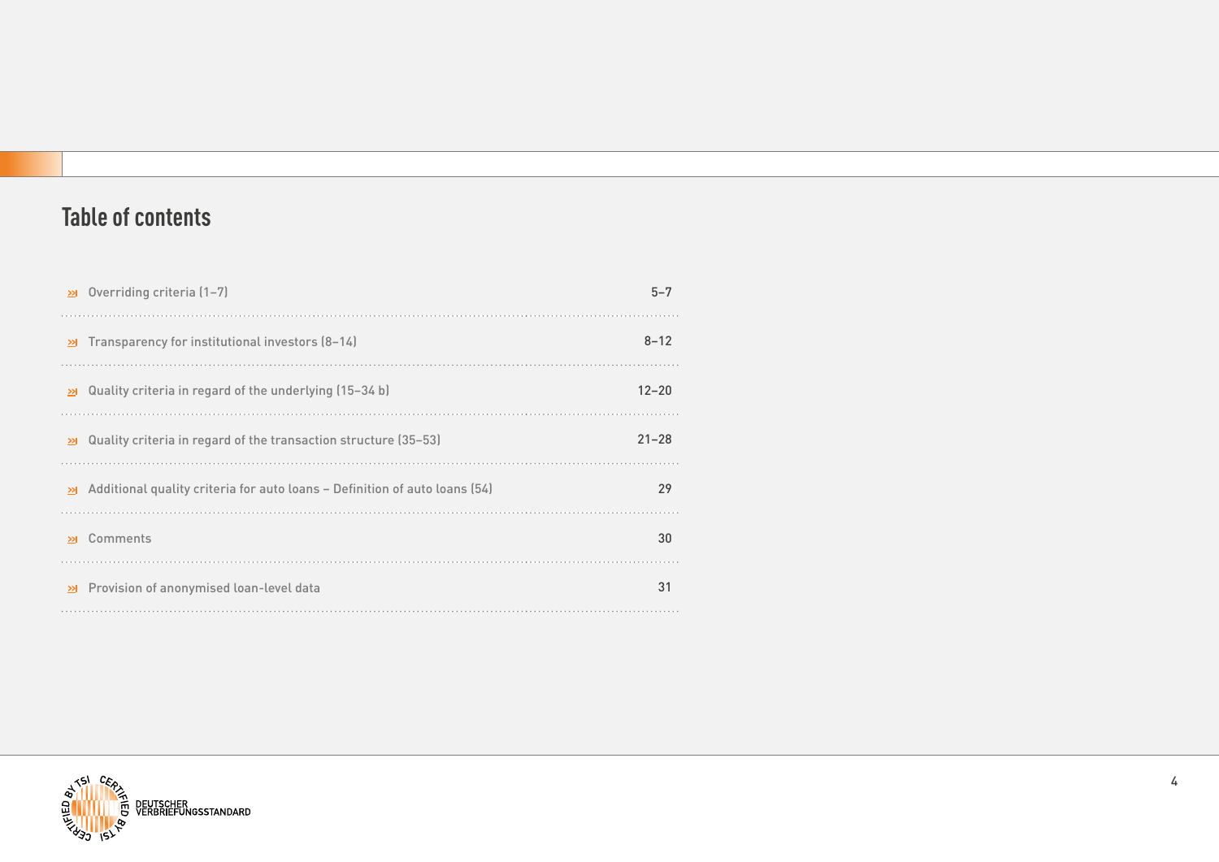# Table of contents

| | |
|---|---|
| Overriding criteria (1–7) | 5–7 |
| Transparency for institutional investors (8–14) | 8–12 |
| Quality criteria in regard of the underlying (15–34 b) | 12–20 |
| Quality criteria in regard of the transaction structure (35–53) | 21–28 |
| Additional quality criteria for auto loans – Definition of auto loans (54) | 29 |
| Comments | 30 |
| Provision of anonymised loan-level data | 31 |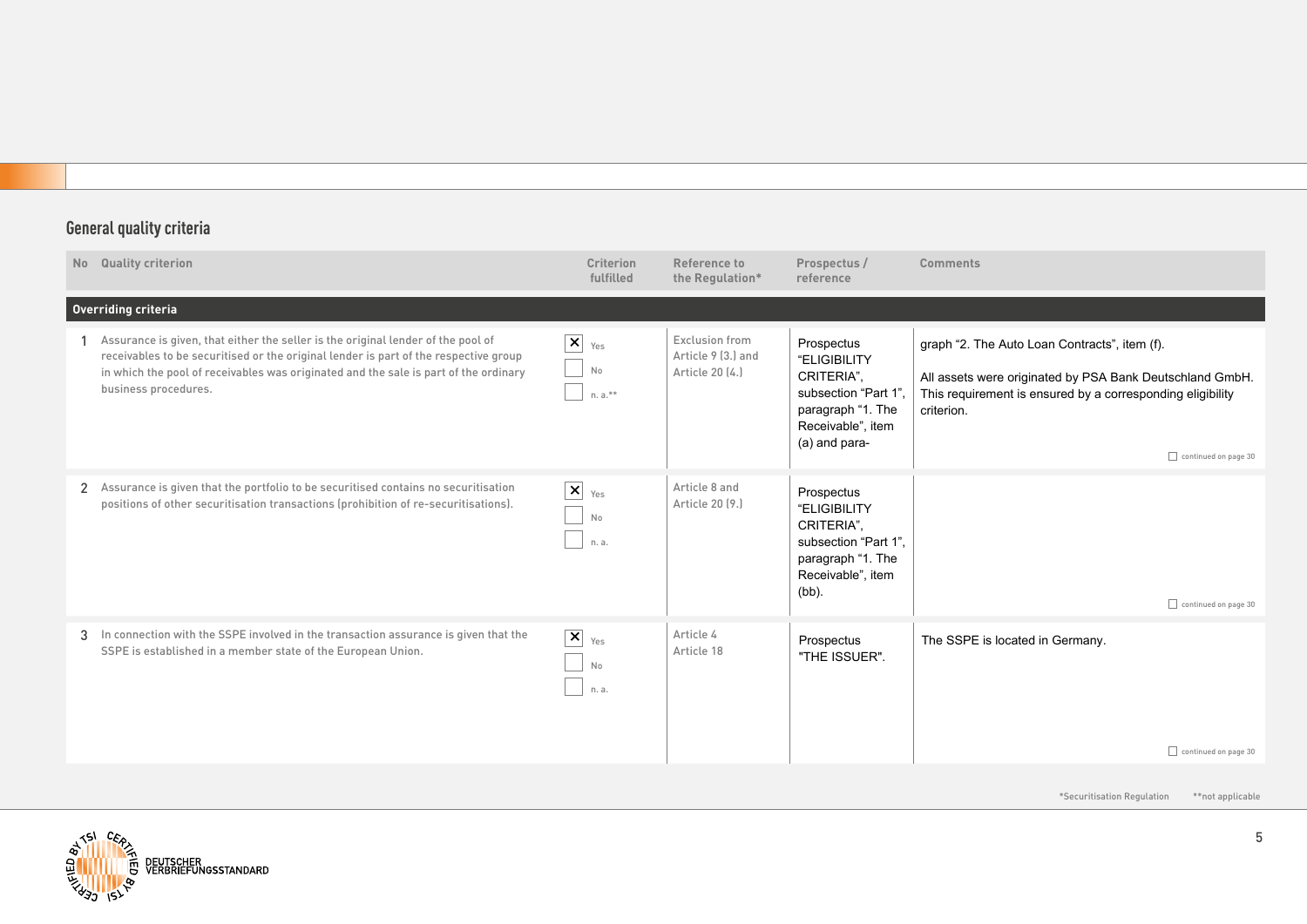## General quality criteria

| No | Quality criterion | Criterion fulfilled | Reference to the Regulation* | Prospectus / reference | Comments |
|---|---|---|---|---|---|
| **Overriding criteria** | | | | | |
| 1 | Assurance is given, that either the seller is the original lender of the pool of receivables to be securitised or the original lender is part of the respective group in which the pool of receivables was originated and the sale is part of the ordinary business procedures. | ☒ Yes ☐ No ☐ n. a.** | Exclusion from Article 9 (3.) and Article 20 (4.) | Prospectus "ELIGIBILITY CRITERIA", subsection "Part 1", paragraph "1. The Receivable", item (a) and para- | graph "2. The Auto Loan Contracts", item (f). All assets were originated by PSA Bank Deutschland GmbH. This requirement is ensured by a corresponding eligibility criterion. ☐ continued on page 30 |
| 2 | Assurance is given that the portfolio to be securitised contains no securitisation positions of other securitisation transactions (prohibition of re-securitisations). | ☒ Yes ☐ No ☐ n. a. | Article 8 and Article 20 (9.) | Prospectus "ELIGIBILITY CRITERIA", subsection "Part 1", paragraph "1. The Receivable", item (bb). | ☐ continued on page 30 |
| 3 | In connection with the SSPE involved in the transaction assurance is given that the SSPE is established in a member state of the European Union. | ☒ Yes ☐ No ☐ n. a. | Article 4 Article 18 | Prospectus "THE ISSUER". | The SSPE is located in Germany. ☐ continued on page 30 |

*Securitisation Regulation **not applicable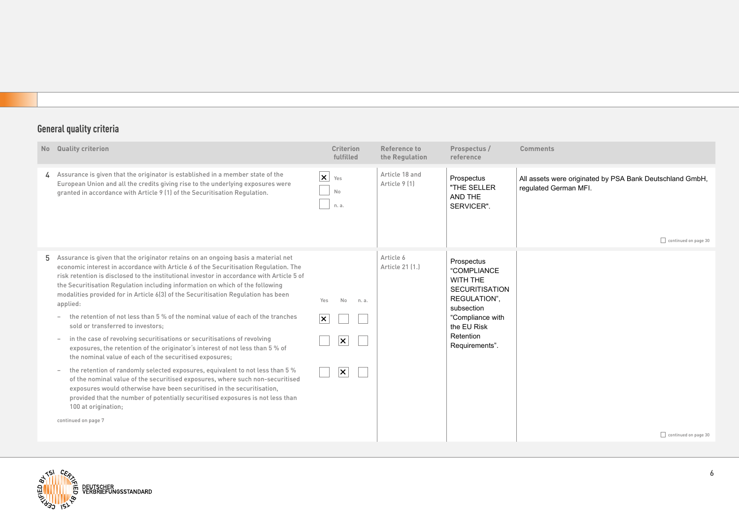## General quality criteria

| No | Quality criterion | Criterion fulfilled | Reference to the Regulation | Prospectus / reference | Comments |
|---|---|---|---|---|---|
| 4 | Assurance is given that the originator is established in a member state of the European Union and all the credits giving rise to the underlying exposures were granted in accordance with Article 9 (1) of the Securitisation Regulation. | [x] Yes<br>[ ] No<br>[ ] n. a. | Article 18 and Article 9 (1) | Prospectus "THE SELLER AND THE SERVICER". | All assets were originated by PSA Bank Deutschland GmbH, regulated German MFI.<br><br>[ ] continued on page 30 |
| 5 | Assurance is given that the originator retains on an ongoing basis a material net economic interest in accordance with Article 6 of the Securitisation Regulation. The risk retention is disclosed to the institutional investor in accordance with Article 5 of the Securitisation Regulation including information on which of the following modalities provided for in Article 6(3) of the Securitisation Regulation has been applied: | Yes / No / n. a. | Article 6<br>Article 21 (1.) | Prospectus "COMPLIANCE WITH THE SECURITISATION REGULATION", subsection "Compliance with the EU Risk Retention Requirements". | [ ] continued on page 30 |
| | – the retention of not less than 5 % of the nominal value of each of the tranches sold or transferred to investors; | [x] Yes [ ] No [ ] n. a. | | | |
| | – in the case of revolving securitisations or securitisations of revolving exposures, the retention of the originator's interest of not less than 5 % of the nominal value of each of the securitised exposures; | [ ] Yes [x] No [ ] n. a. | | | |
| | – the retention of randomly selected exposures, equivalent to not less than 5 % of the nominal value of the securitised exposures, where such non-securitised exposures would otherwise have been securitised in the securitisation, provided that the number of potentially securitised exposures is not less than 100 at origination;<br><br>continued on page 7 | [ ] Yes [x] No [ ] n. a. | | | |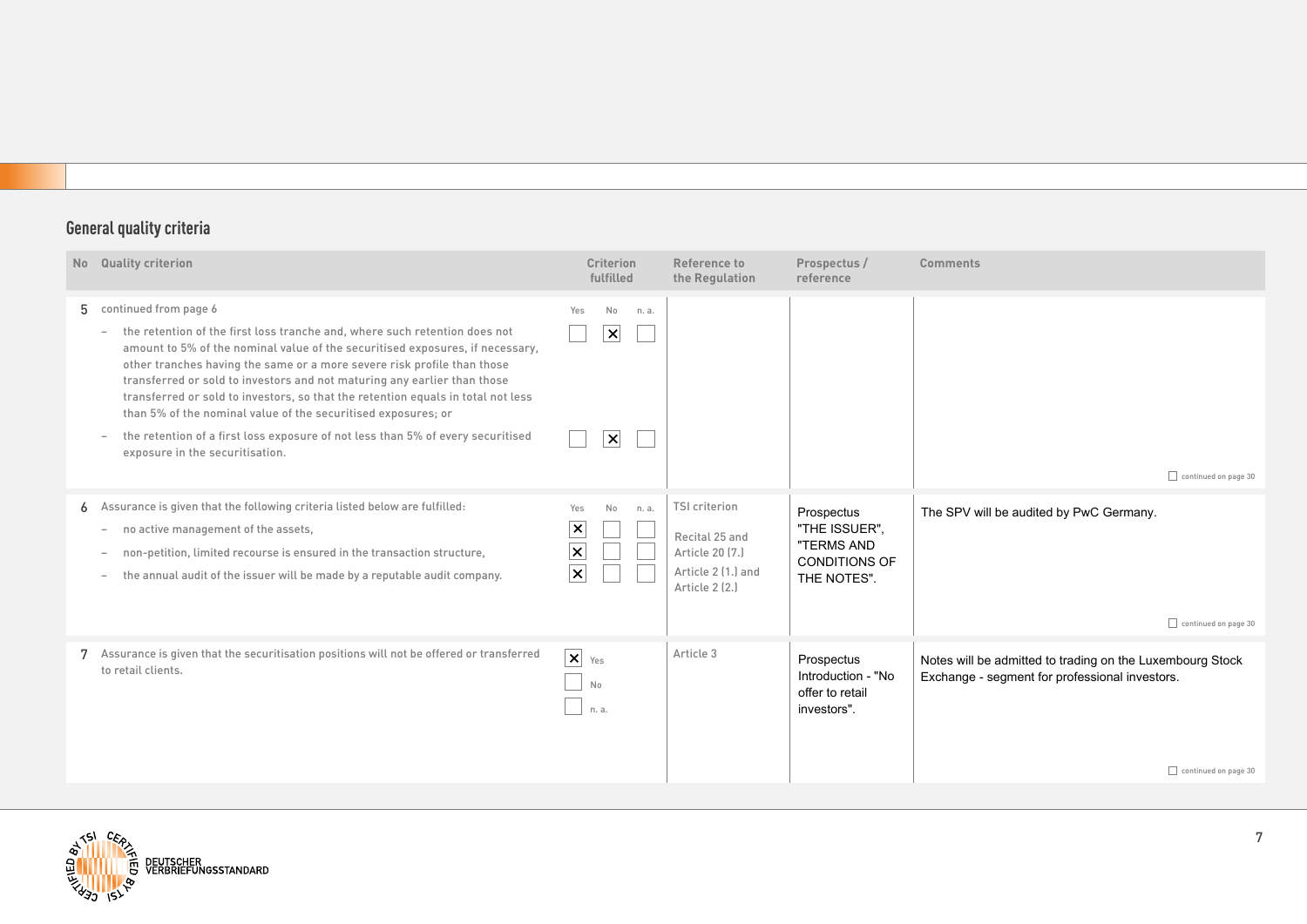## General quality criteria

| No | Quality criterion | Criterion fulfilled | Reference to the Regulation | Prospectus / reference | Comments |
|---|---|---|---|---|---|
| 5 | continued from page 6<br>– the retention of the first loss tranche and, where such retention does not amount to 5% of the nominal value of the securitised exposures, if necessary, other tranches having the same or a more severe risk profile than those transferred or sold to investors and not maturing any earlier than those transferred or sold to investors, so that the retention equals in total not less than 5% of the nominal value of the securitised exposures; or<br>– the retention of a first loss exposure of not less than 5% of every securitised exposure in the securitisation. | Yes ☐ No ☒ n. a. ☐<br><br>Yes ☐ No ☒ n. a. ☐ | | | ☐ continued on page 30 |
| 6 | Assurance is given that the following criteria listed below are fulfilled:<br>– no active management of the assets,<br>– non-petition, limited recourse is ensured in the transaction structure,<br>– the annual audit of the issuer will be made by a reputable audit company. | Yes ☒ No ☐ n. a. ☐<br>Yes ☒ No ☐ n. a. ☐<br>Yes ☒ No ☐ n. a. ☐ | TSI criterion<br>Recital 25 and Article 20 (7.)<br>Article 2 (1.) and Article 2 (2.) | Prospectus "THE ISSUER", "TERMS AND CONDITIONS OF THE NOTES". | The SPV will be audited by PwC Germany.<br><br>☐ continued on page 30 |
| 7 | Assurance is given that the securitisation positions will not be offered or transferred to retail clients. | ☒ Yes<br>☐ No<br>☐ n. a. | Article 3 | Prospectus Introduction - "No offer to retail investors". | Notes will be admitted to trading on the Luxembourg Stock Exchange - segment for professional investors.<br><br>☐ continued on page 30 |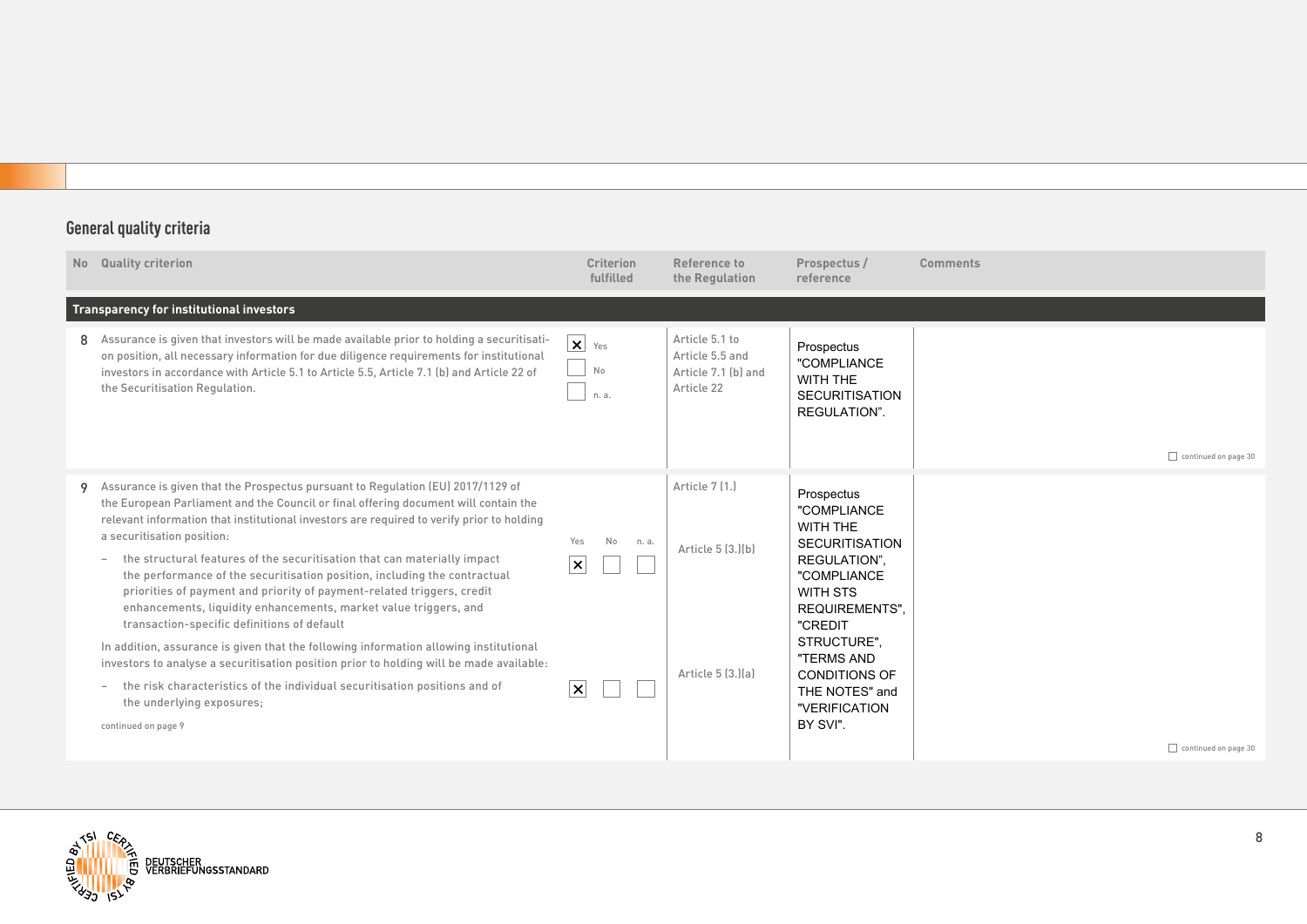## General quality criteria

| No | Quality criterion | Criterion fulfilled | Reference to the Regulation | Prospectus / reference | Comments |
|---|---|---|---|---|---|
| **Transparency for institutional investors** | | | | | |
| 8 | Assurance is given that investors will be made available prior to holding a securitisation position, all necessary information for due diligence requirements for institutional investors in accordance with Article 5.1 to Article 5.5, Article 7.1 (b) and Article 22 of the Securitisation Regulation. | [x] Yes<br>[ ] No<br>[ ] n. a. | Article 5.1 to Article 5.5 and Article 7.1 (b) and Article 22 | Prospectus "COMPLIANCE WITH THE SECURITISATION REGULATION". | [ ] continued on page 30 |
| 9 | Assurance is given that the Prospectus pursuant to Regulation (EU) 2017/1129 of the European Parliament and the Council or final offering document will contain the relevant information that institutional investors are required to verify prior to holding a securitisation position:<br>– the structural features of the securitisation that can materially impact the performance of the securitisation position, including the contractual priorities of payment and priority of payment-related triggers, credit enhancements, liquidity enhancements, market value triggers, and transaction-specific definitions of default<br>In addition, assurance is given that the following information allowing institutional investors to analyse a securitisation position prior to holding will be made available:<br>– the risk characteristics of the individual securitisation positions and of the underlying exposures;<br>continued on page 9 | Yes / No / n. a.<br>[x] Yes [ ] No [ ] n. a.<br><br>[x] Yes [ ] No [ ] n. a. | Article 7 (1.)<br><br>Article 5 (3.)(b)<br><br>Article 5 (3.)(a) | Prospectus "COMPLIANCE WITH THE SECURITISATION REGULATION", "COMPLIANCE WITH STS REQUIREMENTS", "CREDIT STRUCTURE", "TERMS AND CONDITIONS OF THE NOTES" and "VERIFICATION BY SVI". | [ ] continued on page 30 |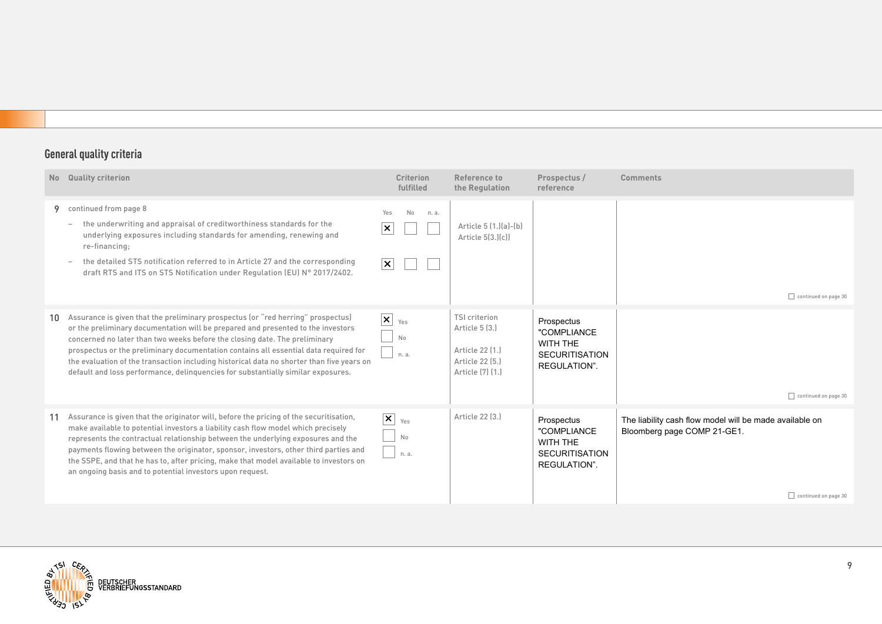## General quality criteria

| No | Quality criterion | Criterion fulfilled | Reference to the Regulation | Prospectus / reference | Comments |
|---|---|---|---|---|---|
| 9 | continued from page 8<br>– the underwriting and appraisal of creditworthiness standards for the underlying exposures including standards for amending, renewing and re-financing;<br>– the detailed STS notification referred to in Article 27 and the corresponding draft RTS and ITS on STS Notification under Regulation (EU) N° 2017/2402. | Yes: ☒ No: ☐ n. a.: ☐<br>Yes: ☒ No: ☐ n. a.: ☐ | Article 5 (1.)(a)-(b)<br>Article 5(3.)(c)) | | ☐ continued on page 30 |
| 10 | Assurance is given that the preliminary prospectus (or "red herring" prospectus) or the preliminary documentation will be prepared and presented to the investors concerned no later than two weeks before the closing date. The preliminary prospectus or the preliminary documentation contains all essential data required for the evaluation of the transaction including historical data no shorter than five years on default and loss performance, delinquencies for substantially similar exposures. | ☒ Yes<br>☐ No<br>☐ n. a. | TSI criterion<br>Article 5 (3.)<br><br>Article 22 (1.)<br>Article 22 (5.)<br>Article (7) (1.) | Prospectus "COMPLIANCE WITH THE SECURITISATION REGULATION". | ☐ continued on page 30 |
| 11 | Assurance is given that the originator will, before the pricing of the securitisation, make available to potential investors a liability cash flow model which precisely represents the contractual relationship between the underlying exposures and the payments flowing between the originator, sponsor, investors, other third parties and the SSPE, and that he has to, after pricing, make that model available to investors on an ongoing basis and to potential investors upon request. | ☒ Yes<br>☐ No<br>☐ n. a. | Article 22 (3.) | Prospectus "COMPLIANCE WITH THE SECURITISATION REGULATION". | The liability cash flow model will be made available on Bloomberg page COMP 21-GE1.<br><br>☐ continued on page 30 |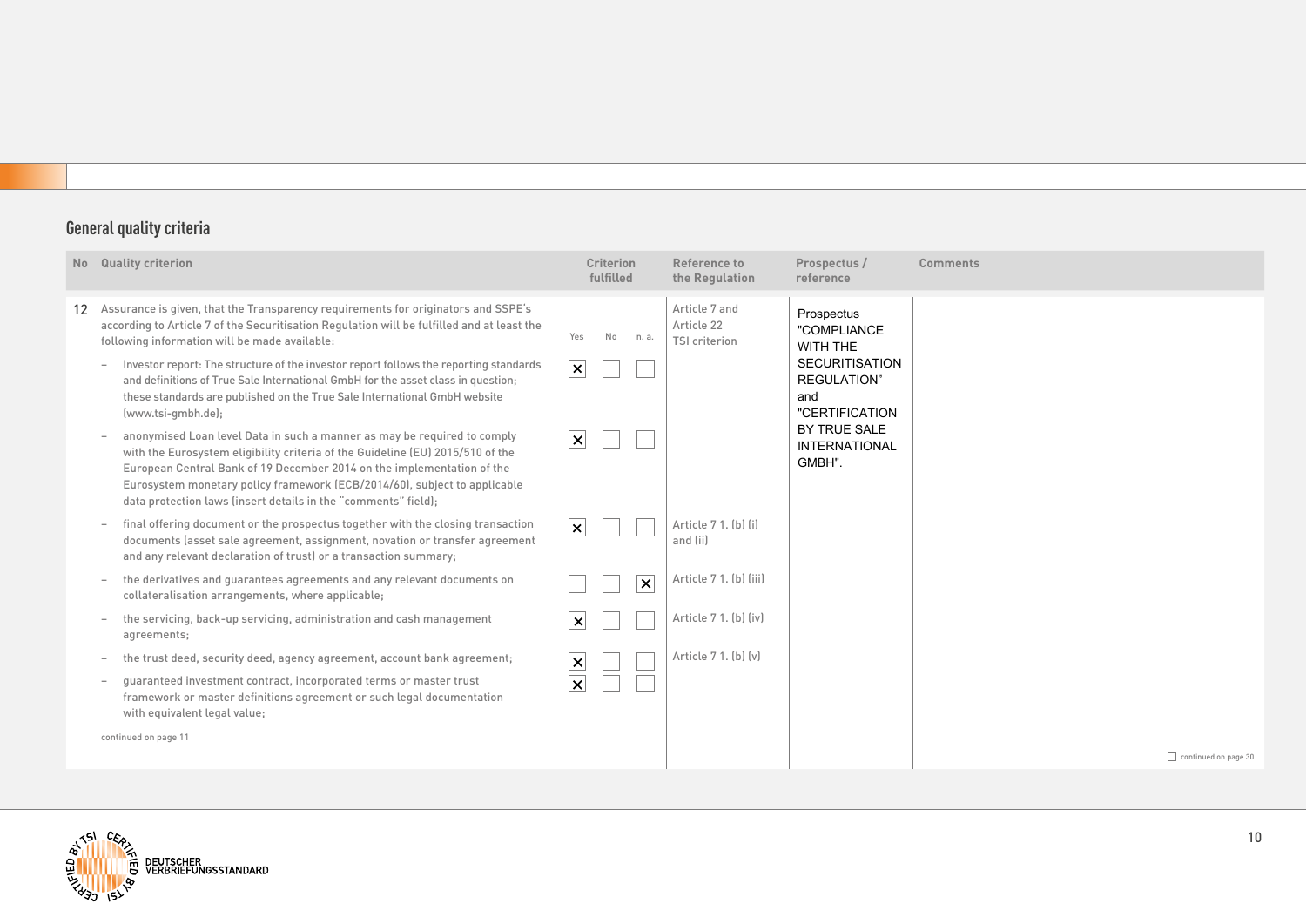## General quality criteria

| No | Quality criterion | Criterion fulfilled: Yes | No | n. a. | Reference to the Regulation | Prospectus / reference | Comments |
|---|---|---|---|---|---|---|---|
| 12 | Assurance is given, that the Transparency requirements for originators and SSPE's according to Article 7 of the Securitisation Regulation will be fulfilled and at least the following information will be made available: | | | | Article 7 and Article 22 TSI criterion | Prospectus "COMPLIANCE WITH THE SECURITISATION REGULATION" and "CERTIFICATION BY TRUE SALE INTERNATIONAL GMBH". | |
| | – Investor report: The structure of the investor report follows the reporting standards and definitions of True Sale International GmbH for the asset class in question; these standards are published on the True Sale International GmbH website (www.tsi-gmbh.de); | ☒ | ☐ | ☐ | | | |
| | – anonymised Loan level Data in such a manner as may be required to comply with the Eurosystem eligibility criteria of the Guideline (EU) 2015/510 of the European Central Bank of 19 December 2014 on the implementation of the Eurosystem monetary policy framework (ECB/2014/60), subject to applicable data protection laws (insert details in the "comments" field); | ☒ | ☐ | ☐ | | | |
| | – final offering document or the prospectus together with the closing transaction documents (asset sale agreement, assignment, novation or transfer agreement and any relevant declaration of trust) or a transaction summary; | ☒ | ☐ | ☐ | Article 7 1. (b) (i) and (ii) | | |
| | – the derivatives and guarantees agreements and any relevant documents on collateralisation arrangements, where applicable; | ☐ | ☐ | ☒ | Article 7 1. (b) (iii) | | |
| | – the servicing, back-up servicing, administration and cash management agreements; | ☒ | ☐ | ☐ | Article 7 1. (b) (iv) | | |
| | – the trust deed, security deed, agency agreement, account bank agreement; | ☒ | ☐ | ☐ | Article 7 1. (b) (v) | | |
| | – guaranteed investment contract, incorporated terms or master trust framework or master definitions agreement or such legal documentation with equivalent legal value; | ☒ | ☐ | ☐ | | | |

continued on page 11

☐ continued on page 30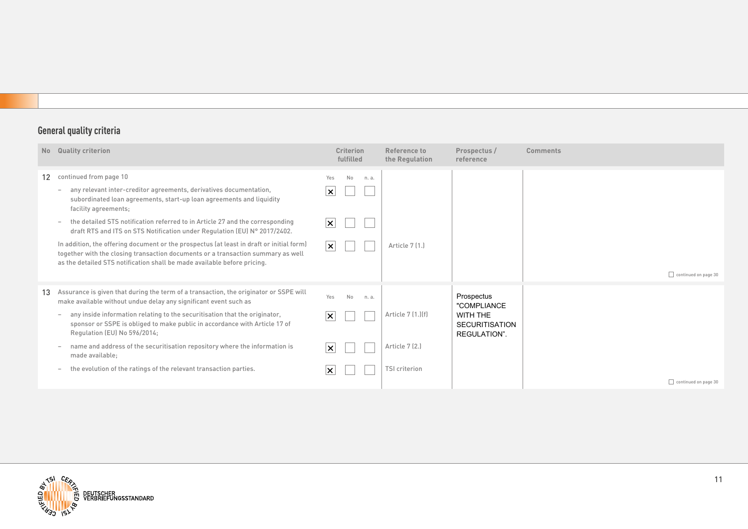## General quality criteria

| No | Quality criterion | Criterion fulfilled | | | Reference to the Regulation | Prospectus / reference | Comments |
|---|---|---|---|---|---|---|---|
| | | Yes | No | n. a. | | | |
| 12 | continued from page 10 | | | | | | |
| | – any relevant inter-creditor agreements, derivatives documentation, subordinated loan agreements, start-up loan agreements and liquidity facility agreements; | ☒ | ☐ | ☐ | | | |
| | – the detailed STS notification referred to in Article 27 and the corresponding draft RTS and ITS on STS Notification under Regulation (EU) N° 2017/2402. | ☒ | ☐ | ☐ | | | |
| | In addition, the offering document or the prospectus (at least in draft or initial form) together with the closing transaction documents or a transaction summary as well as the detailed STS notification shall be made available before pricing. | ☒ | ☐ | ☐ | Article 7 (1.) | | ☐ continued on page 30 |
| 13 | Assurance is given that during the term of a transaction, the originator or SSPE will make available without undue delay any significant event such as | | | | | Prospectus "COMPLIANCE WITH THE SECURITISATION REGULATION". | |
| | – any inside information relating to the securitisation that the originator, sponsor or SSPE is obliged to make public in accordance with Article 17 of Regulation (EU) No 596/2014; | ☒ | ☐ | ☐ | Article 7 (1.)(f) | | |
| | – name and address of the securitisation repository where the information is made available; | ☒ | ☐ | ☐ | Article 7 (2.) | | |
| | – the evolution of the ratings of the relevant transaction parties. | ☒ | ☐ | ☐ | TSI criterion | | ☐ continued on page 30 |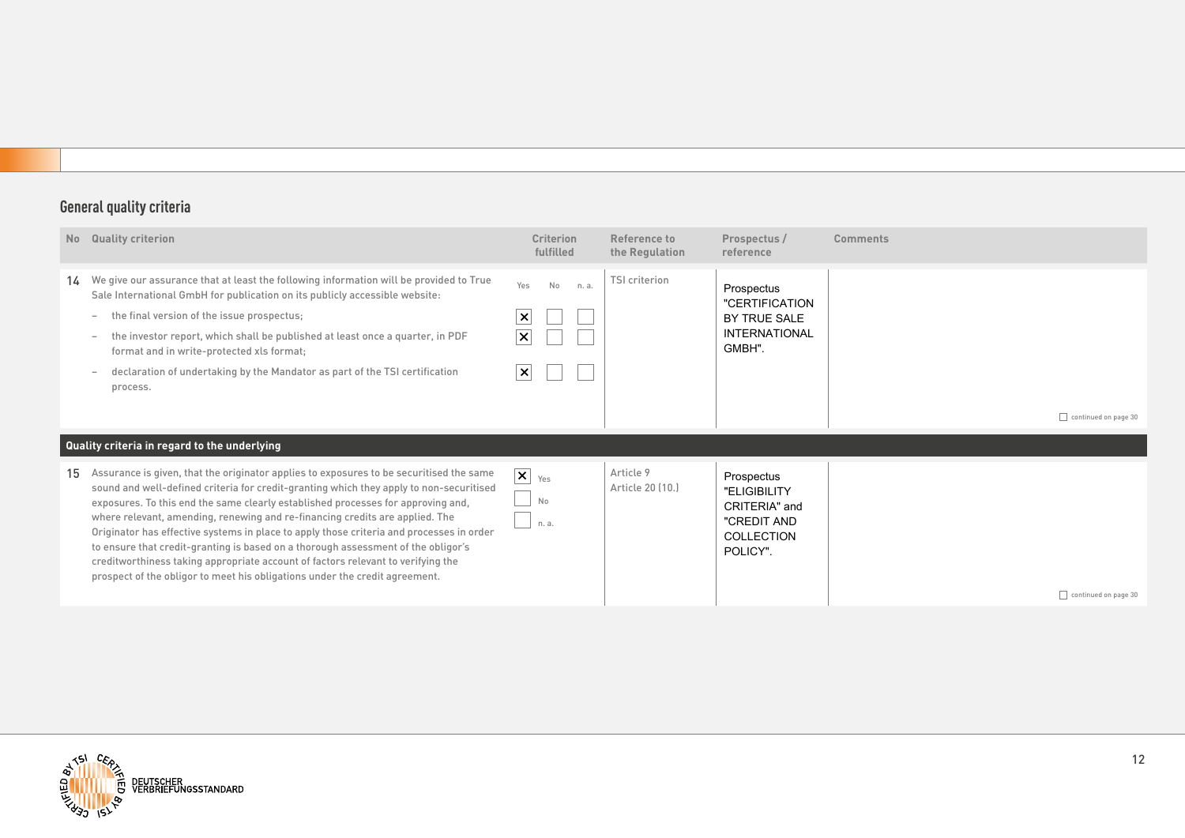## General quality criteria

| No | Quality criterion | Criterion fulfilled | Reference to the Regulation | Prospectus / reference | Comments |
|---|---|---|---|---|---|
| 14 | We give our assurance that at least the following information will be provided to True Sale International GmbH for publication on its publicly accessible website:<br>– the final version of the issue prospectus;<br>– the investor report, which shall be published at least once a quarter, in PDF format and in write-protected xls format;<br>– declaration of undertaking by the Mandator as part of the TSI certification process. | Yes / No / n. a.<br>☒ Yes ☐ No ☐ n. a.<br>☒ Yes ☐ No ☐ n. a.<br>☒ Yes ☐ No ☐ n. a. | TSI criterion | Prospectus "CERTIFICATION BY TRUE SALE INTERNATIONAL GMBH". | ☐ continued on page 30 |

**Quality criteria in regard to the underlying**

| No | Quality criterion | Criterion fulfilled | Reference to the Regulation | Prospectus / reference | Comments |
|---|---|---|---|---|---|
| 15 | Assurance is given, that the originator applies to exposures to be securitised the same sound and well-defined criteria for credit-granting which they apply to non-securitised exposures. To this end the same clearly established processes for approving and, where relevant, amending, renewing and re-financing credits are applied. The Originator has effective systems in place to apply those criteria and processes in order to ensure that credit-granting is based on a thorough assessment of the obligor's creditworthiness taking appropriate account of factors relevant to verifying the prospect of the obligor to meet his obligations under the credit agreement. | ☒ Yes<br>☐ No<br>☐ n. a. | Article 9<br>Article 20 (10.) | Prospectus "ELIGIBILITY CRITERIA" and "CREDIT AND COLLECTION POLICY". | ☐ continued on page 30 |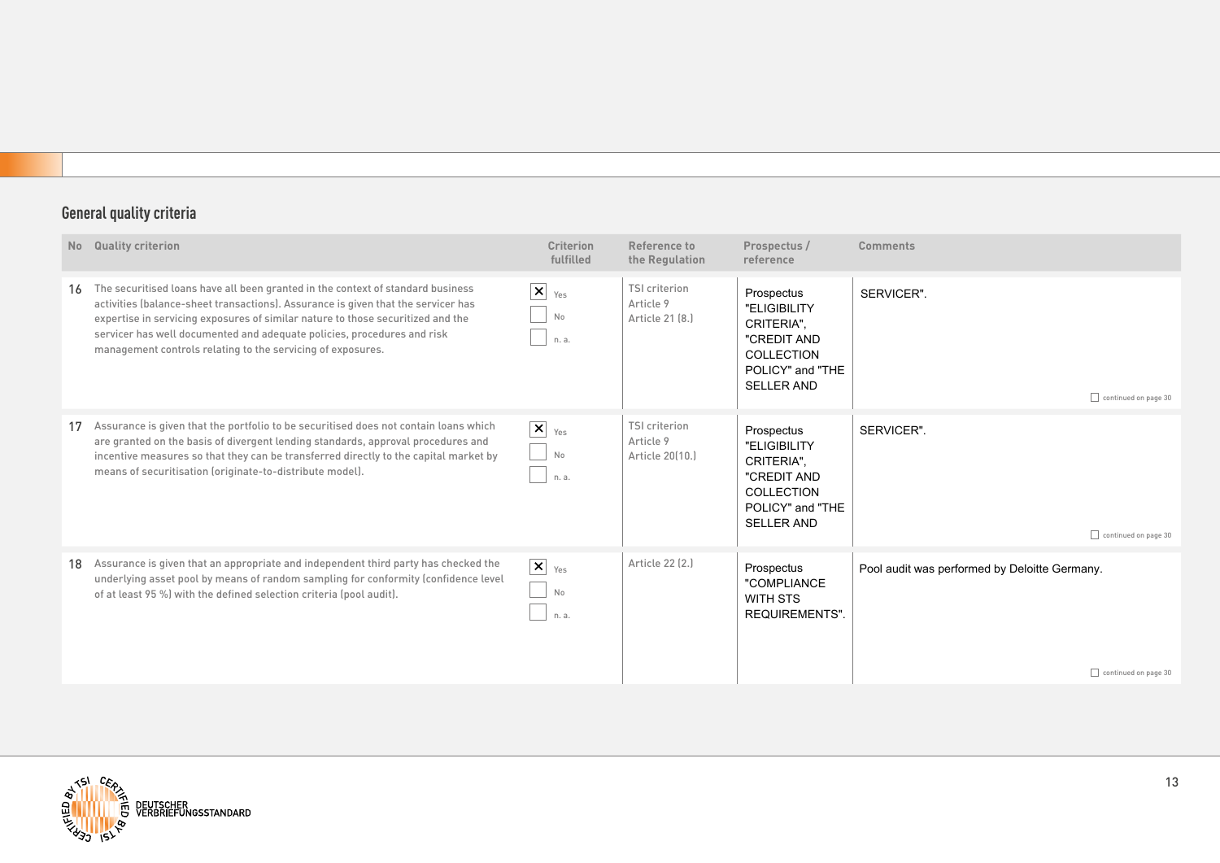## General quality criteria

| No | Quality criterion | Criterion fulfilled | Reference to the Regulation | Prospectus / reference | Comments |
|---|---|---|---|---|---|
| 16 | The securitised loans have all been granted in the context of standard business activities (balance-sheet transactions). Assurance is given that the servicer has expertise in servicing exposures of similar nature to those securitized and the servicer has well documented and adequate policies, procedures and risk management controls relating to the servicing of exposures. | ☒ Yes ☐ No ☐ n. a. | TSI criterion Article 9 Article 21 (8.) | Prospectus "ELIGIBILITY CRITERIA", "CREDIT AND COLLECTION POLICY" and "THE SELLER AND | SERVICER". ☐ continued on page 30 |
| 17 | Assurance is given that the portfolio to be securitised does not contain loans which are granted on the basis of divergent lending standards, approval procedures and incentive measures so that they can be transferred directly to the capital market by means of securitisation (originate-to-distribute model). | ☒ Yes ☐ No ☐ n. a. | TSI criterion Article 9 Article 20(10.) | Prospectus "ELIGIBILITY CRITERIA", "CREDIT AND COLLECTION POLICY" and "THE SELLER AND | SERVICER". ☐ continued on page 30 |
| 18 | Assurance is given that an appropriate and independent third party has checked the underlying asset pool by means of random sampling for conformity (confidence level of at least 95 %) with the defined selection criteria (pool audit). | ☒ Yes ☐ No ☐ n. a. | Article 22 (2.) | Prospectus "COMPLIANCE WITH STS REQUIREMENTS". | Pool audit was performed by Deloitte Germany. ☐ continued on page 30 |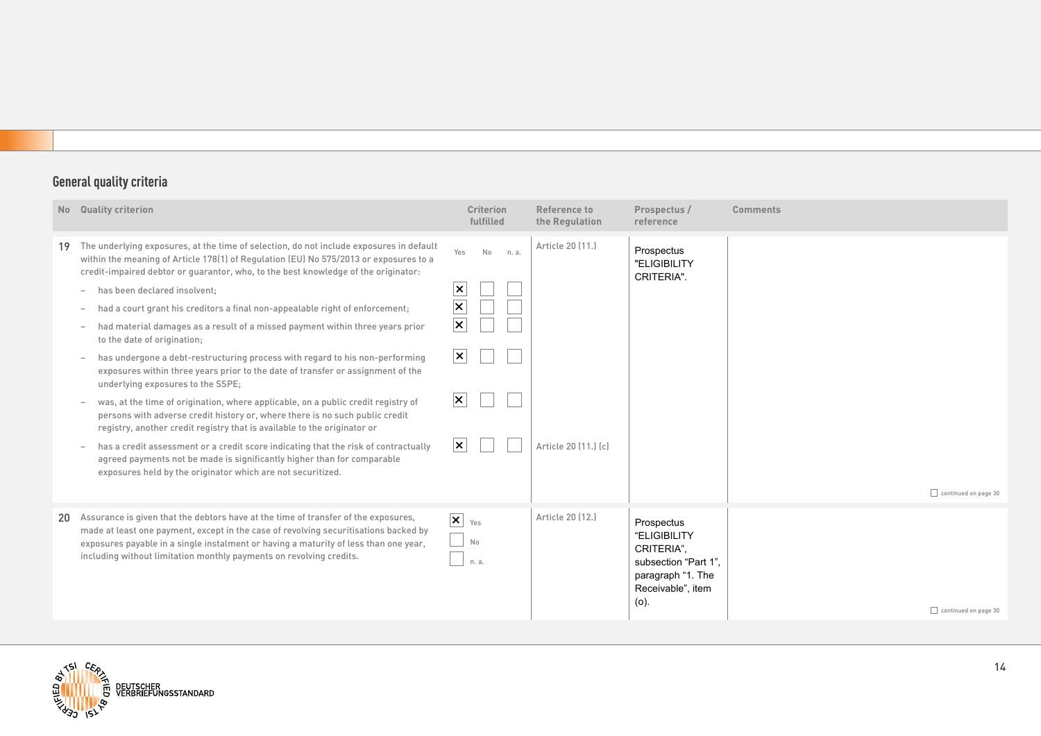## General quality criteria

| No | Quality criterion | Criterion fulfilled | Reference to the Regulation | Prospectus / reference | Comments |
|---|---|---|---|---|---|
| 19 | The underlying exposures, at the time of selection, do not include exposures in default within the meaning of Article 178(1) of Regulation (EU) No 575/2013 or exposures to a credit-impaired debtor or guarantor, who, to the best knowledge of the originator: | Yes / No / n. a. | Article 20 (11.) | Prospectus "ELIGIBILITY CRITERIA". | |
| | – has been declared insolvent; | ☒ Yes ☐ No ☐ n. a. | | | |
| | – had a court grant his creditors a final non-appealable right of enforcement; | ☒ Yes ☐ No ☐ n. a. | | | |
| | – had material damages as a result of a missed payment within three years prior to the date of origination; | ☒ Yes ☐ No ☐ n. a. | | | |
| | – has undergone a debt-restructuring process with regard to his non-performing exposures within three years prior to the date of transfer or assignment of the underlying exposures to the SSPE; | ☒ Yes ☐ No ☐ n. a. | | | |
| | – was, at the time of origination, where applicable, on a public credit registry of persons with adverse credit history or, where there is no such public credit registry, another credit registry that is available to the originator or | ☒ Yes ☐ No ☐ n. a. | | | |
| | – has a credit assessment or a credit score indicating that the risk of contractually agreed payments not be made is significantly higher than for comparable exposures held by the originator which are not securitized. | ☒ Yes ☐ No ☐ n. a. | Article 20 (11.) (c) | | ☐ continued on page 30 |
| 20 | Assurance is given that the debtors have at the time of transfer of the exposures, made at least one payment, except in the case of revolving securitisations backed by exposures payable in a single instalment or having a maturity of less than one year, including without limitation monthly payments on revolving credits. | ☒ Yes ☐ No ☐ n. a. | Article 20 (12.) | Prospectus "ELIGIBILITY CRITERIA", subsection "Part 1", paragraph "1. The Receivable", item (o). | ☐ continued on page 30 |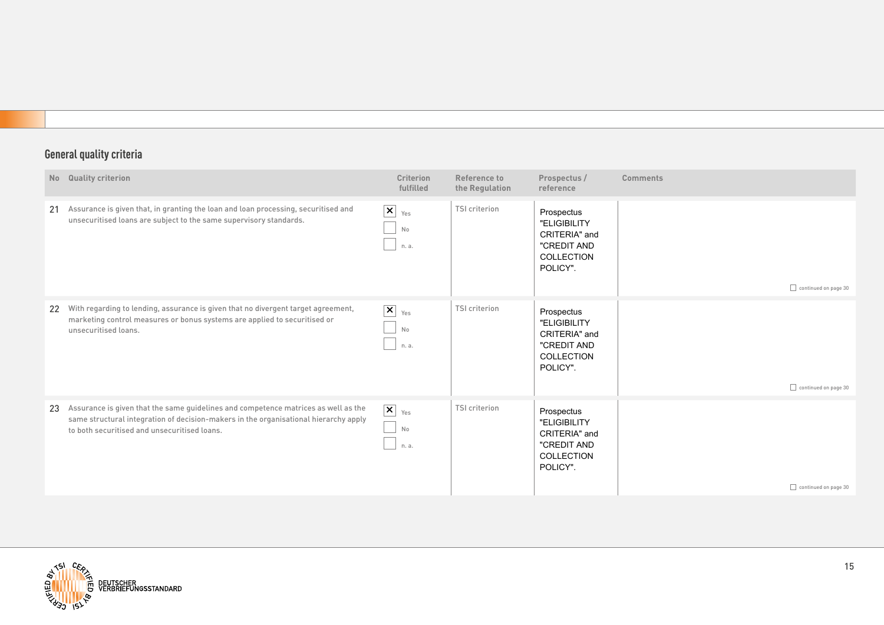## General quality criteria

| No | Quality criterion | Criterion fulfilled | Reference to the Regulation | Prospectus / reference | Comments |
|---|---|---|---|---|---|
| 21 | Assurance is given that, in granting the loan and loan processing, securitised and unsecuritised loans are subject to the same supervisory standards. | ☒ Yes ☐ No ☐ n. a. | TSI criterion | Prospectus "ELIGIBILITY CRITERIA" and "CREDIT AND COLLECTION POLICY". | ☐ continued on page 30 |
| 22 | With regarding to lending, assurance is given that no divergent target agreement, marketing control measures or bonus systems are applied to securitised or unsecuritised loans. | ☒ Yes ☐ No ☐ n. a. | TSI criterion | Prospectus "ELIGIBILITY CRITERIA" and "CREDIT AND COLLECTION POLICY". | ☐ continued on page 30 |
| 23 | Assurance is given that the same guidelines and competence matrices as well as the same structural integration of decision-makers in the organisational hierarchy apply to both securitised and unsecuritised loans. | ☒ Yes ☐ No ☐ n. a. | TSI criterion | Prospectus "ELIGIBILITY CRITERIA" and "CREDIT AND COLLECTION POLICY". | ☐ continued on page 30 |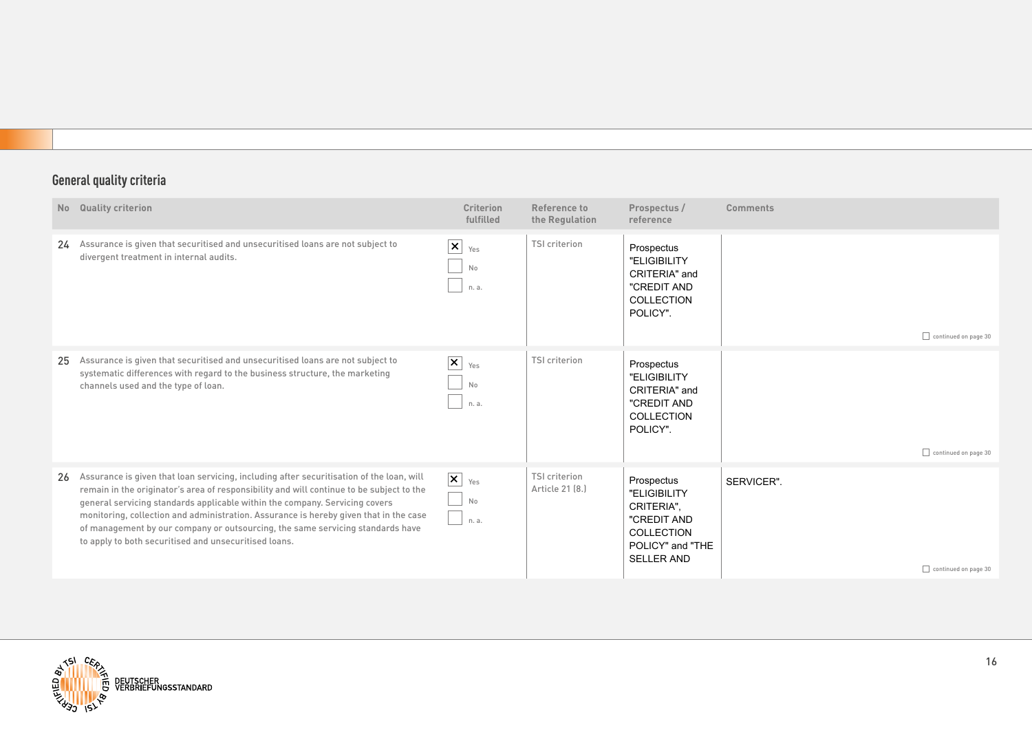## General quality criteria

| No | Quality criterion | Criterion fulfilled | Reference to the Regulation | Prospectus / reference | Comments |
|---|---|---|---|---|---|
| 24 | Assurance is given that securitised and unsecuritised loans are not subject to divergent treatment in internal audits. | ☒ Yes ☐ No ☐ n. a. | TSI criterion | Prospectus "ELIGIBILITY CRITERIA" and "CREDIT AND COLLECTION POLICY". | ☐ continued on page 30 |
| 25 | Assurance is given that securitised and unsecuritised loans are not subject to systematic differences with regard to the business structure, the marketing channels used and the type of loan. | ☒ Yes ☐ No ☐ n. a. | TSI criterion | Prospectus "ELIGIBILITY CRITERIA" and "CREDIT AND COLLECTION POLICY". | ☐ continued on page 30 |
| 26 | Assurance is given that loan servicing, including after securitisation of the loan, will remain in the originator's area of responsibility and will continue to be subject to the general servicing standards applicable within the company. Servicing covers monitoring, collection and administration. Assurance is hereby given that in the case of management by our company or outsourcing, the same servicing standards have to apply to both securitised and unsecuritised loans. | ☒ Yes ☐ No ☐ n. a. | TSI criterion Article 21 (8.) | Prospectus "ELIGIBILITY CRITERIA", "CREDIT AND COLLECTION POLICY" and "THE SELLER AND | SERVICER". ☐ continued on page 30 |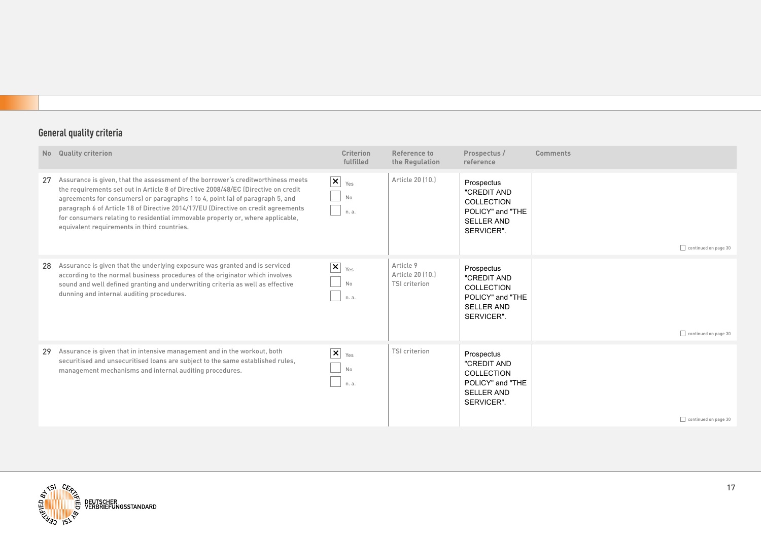## General quality criteria

| No | Quality criterion | Criterion fulfilled | Reference to the Regulation | Prospectus / reference | Comments |
|---|---|---|---|---|---|
| 27 | Assurance is given, that the assessment of the borrower's creditworthiness meets the requirements set out in Article 8 of Directive 2008/48/EC (Directive on credit agreements for consumers) or paragraphs 1 to 4, point (a) of paragraph 5, and paragraph 6 of Article 18 of Directive 2014/17/EU (Directive on credit agreements for consumers relating to residential immovable property or, where applicable, equivalent requirements in third countries. | ☒ Yes ☐ No ☐ n. a. | Article 20 (10.) | Prospectus "CREDIT AND COLLECTION POLICY" and "THE SELLER AND SERVICER". | ☐ continued on page 30 |
| 28 | Assurance is given that the underlying exposure was granted and is serviced according to the normal business procedures of the originator which involves sound and well defined granting and underwriting criteria as well as effective dunning and internal auditing procedures. | ☒ Yes ☐ No ☐ n. a. | Article 9<br>Article 20 (10.)<br>TSI criterion | Prospectus "CREDIT AND COLLECTION POLICY" and "THE SELLER AND SERVICER". | ☐ continued on page 30 |
| 29 | Assurance is given that in intensive management and in the workout, both securitised and unsecuritised loans are subject to the same established rules, management mechanisms and internal auditing procedures. | ☒ Yes ☐ No ☐ n. a. | TSI criterion | Prospectus "CREDIT AND COLLECTION POLICY" and "THE SELLER AND SERVICER". | ☐ continued on page 30 |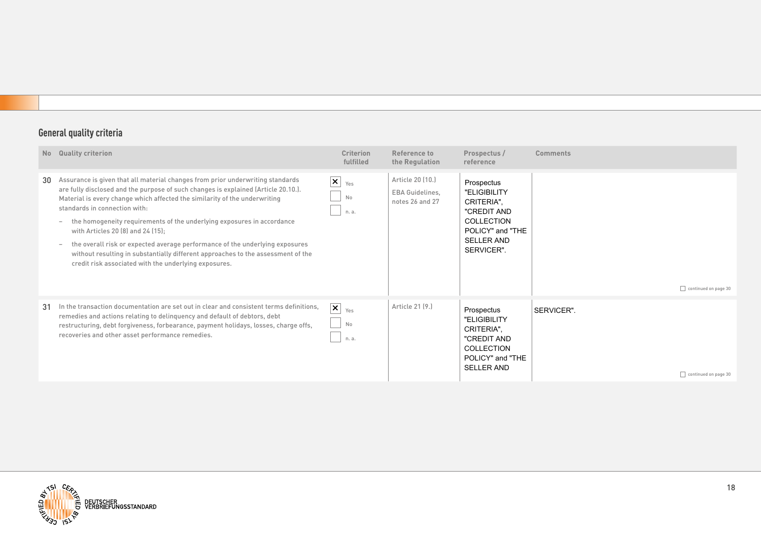## General quality criteria

| No | Quality criterion | Criterion fulfilled | Reference to the Regulation | Prospectus / reference | Comments |
|---|---|---|---|---|---|
| 30 | Assurance is given that all material changes from prior underwriting standards are fully disclosed and the purpose of such changes is explained (Article 20.10.). Material is every change which affected the similarity of the underwriting standards in connection with:<br>– the homogeneity requirements of the underlying exposures in accordance with Articles 20 (8) and 24 (15);<br>– the overall risk or expected average performance of the underlying exposures without resulting in substantially different approaches to the assessment of the credit risk associated with the underlying exposures. | ☒ Yes<br>☐ No<br>☐ n. a. | Article 20 (10.)<br>EBA Guidelines, notes 26 and 27 | Prospectus "ELIGIBILITY CRITERIA", "CREDIT AND COLLECTION POLICY" and "THE SELLER AND SERVICER". | ☐ continued on page 30 |
| 31 | In the transaction documentation are set out in clear and consistent terms definitions, remedies and actions relating to delinquency and default of debtors, debt restructuring, debt forgiveness, forbearance, payment holidays, losses, charge offs, recoveries and other asset performance remedies. | ☒ Yes<br>☐ No<br>☐ n. a. | Article 21 (9.) | Prospectus "ELIGIBILITY CRITERIA", "CREDIT AND COLLECTION POLICY" and "THE SELLER AND | SERVICER".<br>☐ continued on page 30 |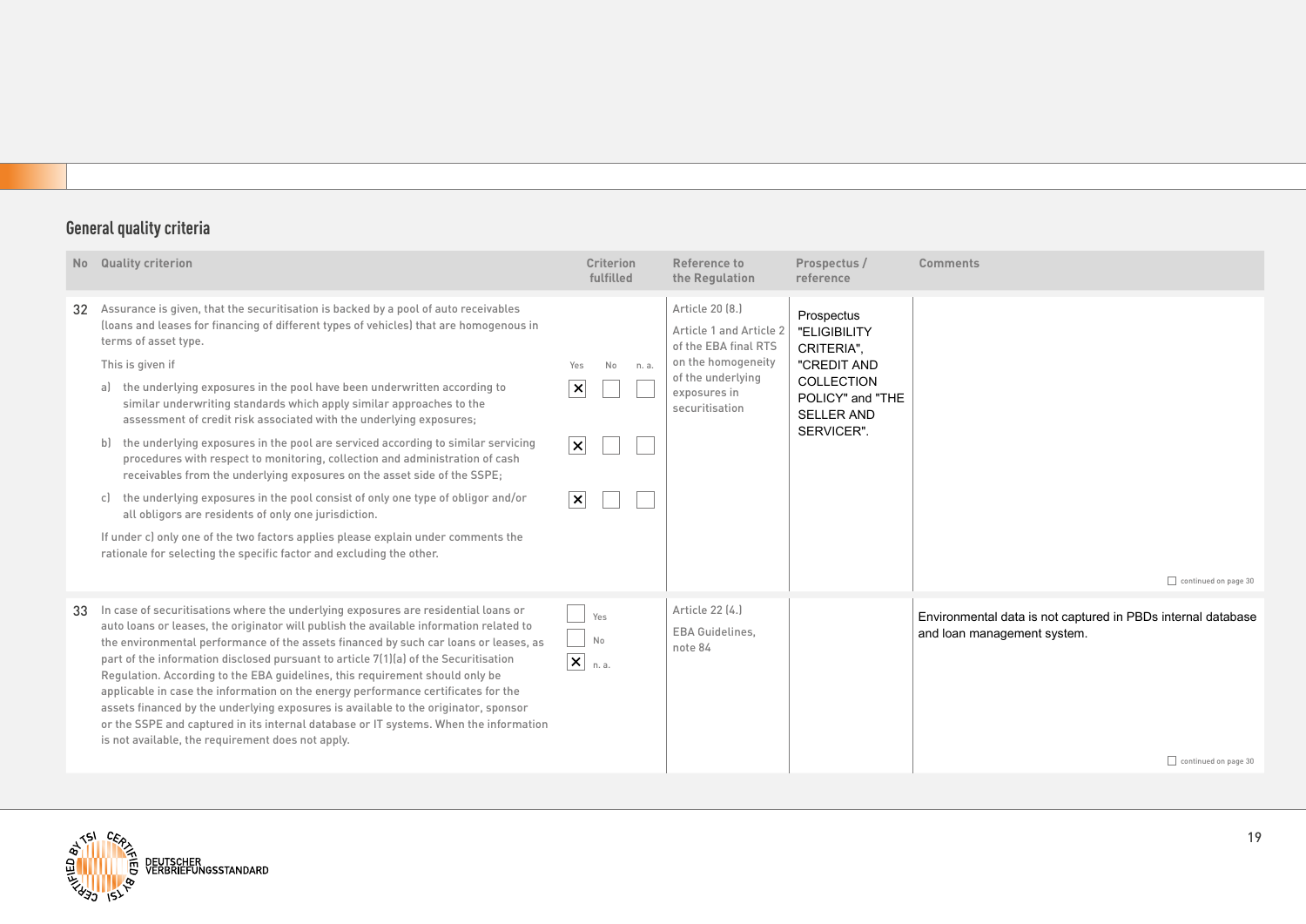## General quality criteria

| No | Quality criterion | Criterion fulfilled | Reference to the Regulation | Prospectus / reference | Comments |
|---|---|---|---|---|---|
| 32 | Assurance is given, that the securitisation is backed by a pool of auto receivables (loans and leases for financing of different types of vehicles) that are homogenous in terms of asset type.<br><br>This is given if<br><br>a) the underlying exposures in the pool have been underwritten according to similar underwriting standards which apply similar approaches to the assessment of credit risk associated with the underlying exposures;<br><br>b) the underlying exposures in the pool are serviced according to similar servicing procedures with respect to monitoring, collection and administration of cash receivables from the underlying exposures on the asset side of the SSPE;<br><br>c) the underlying exposures in the pool consist of only one type of obligor and/or all obligors are residents of only one jurisdiction.<br><br>If under c) only one of the two factors applies please explain under comments the rationale for selecting the specific factor and excluding the other. | a) Yes [X] No [ ] n. a. [ ]<br><br>b) Yes [X] No [ ] n. a. [ ]<br><br>c) Yes [X] No [ ] n. a. [ ] | Article 20 (8.)<br><br>Article 1 and Article 2 of the EBA final RTS on the homogeneity of the underlying exposures in securitisation | Prospectus "ELIGIBILITY CRITERIA", "CREDIT AND COLLECTION POLICY" and "THE SELLER AND SERVICER". | [ ] continued on page 30 |
| 33 | In case of securitisations where the underlying exposures are residential loans or auto loans or leases, the originator will publish the available information related to the environmental performance of the assets financed by such car loans or leases, as part of the information disclosed pursuant to article 7(1)(a) of the Securitisation Regulation. According to the EBA guidelines, this requirement should only be applicable in case the information on the energy performance certificates for the assets financed by the underlying exposures is available to the originator, sponsor or the SSPE and captured in its internal database or IT systems. When the information is not available, the requirement does not apply. | [ ] Yes<br>[ ] No<br>[X] n. a. | Article 22 (4.)<br><br>EBA Guidelines, note 84 | | Environmental data is not captured in PBDs internal database and loan management system.<br><br>[ ] continued on page 30 |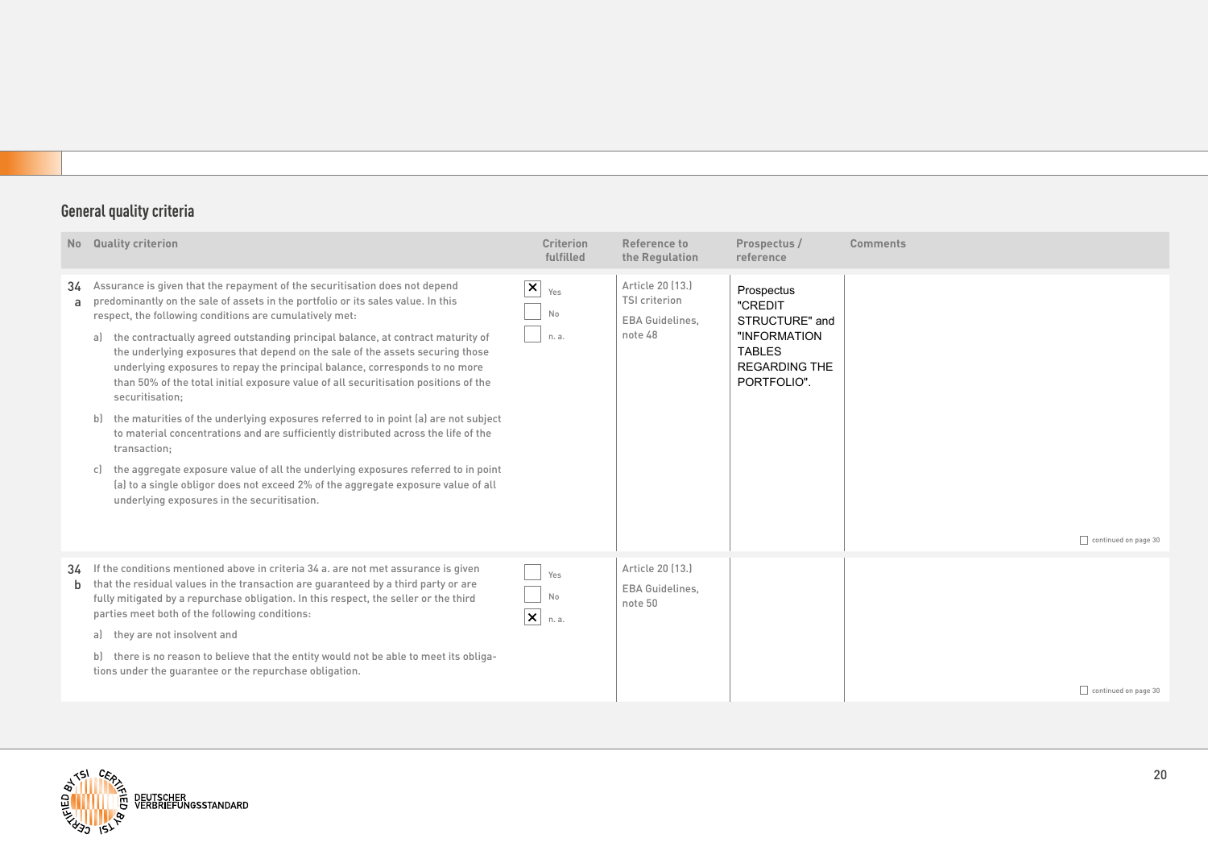## General quality criteria

| No | Quality criterion | Criterion fulfilled | Reference to the Regulation | Prospectus / reference | Comments |
|---|---|---|---|---|---|
| 34 a | Assurance is given that the repayment of the securitisation does not depend predominantly on the sale of assets in the portfolio or its sales value. In this respect, the following conditions are cumulatively met:<br>a) the contractually agreed outstanding principal balance, at contract maturity of the underlying exposures that depend on the sale of the assets securing those underlying exposures to repay the principal balance, corresponds to no more than 50% of the total initial exposure value of all securitisation positions of the securitisation;<br>b) the maturities of the underlying exposures referred to in point (a) are not subject to material concentrations and are sufficiently distributed across the life of the transaction;<br>c) the aggregate exposure value of all the underlying exposures referred to in point (a) to a single obligor does not exceed 2% of the aggregate exposure value of all underlying exposures in the securitisation. | ☒ Yes<br>☐ No<br>☐ n. a. | Article 20 (13.)<br>TSI criterion<br>EBA Guidelines, note 48 | Prospectus "CREDIT STRUCTURE" and "INFORMATION TABLES REGARDING THE PORTFOLIO". | ☐ continued on page 30 |
| 34 b | If the conditions mentioned above in criteria 34 a. are not met assurance is given that the residual values in the transaction are guaranteed by a third party or are fully mitigated by a repurchase obligation. In this respect, the seller or the third parties meet both of the following conditions:<br>a) they are not insolvent and<br>b) there is no reason to believe that the entity would not be able to meet its obligations under the guarantee or the repurchase obligation. | ☐ Yes<br>☐ No<br>☒ n. a. | Article 20 (13.)<br>EBA Guidelines, note 50 | | ☐ continued on page 30 |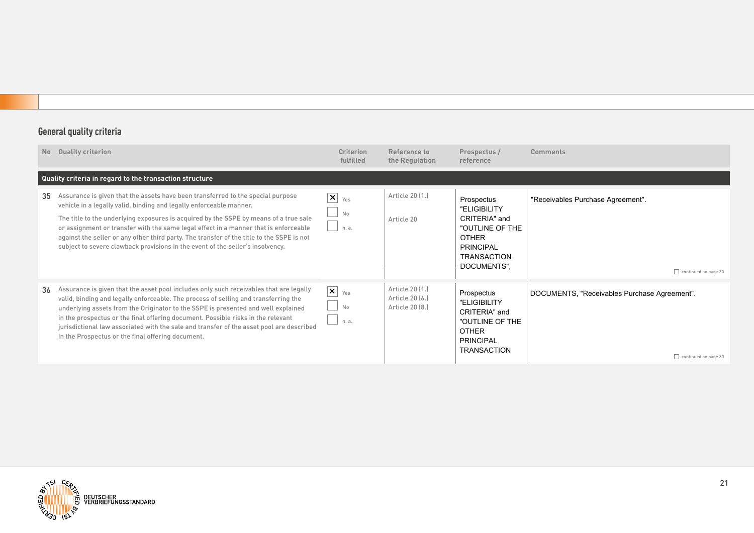## General quality criteria

| No | Quality criterion | Criterion fulfilled | Reference to the Regulation | Prospectus / reference | Comments |
|---|---|---|---|---|---|
| **Quality criteria in regard to the transaction structure** | | | | | |
| 35 | Assurance is given that the assets have been transferred to the special purpose vehicle in a legally valid, binding and legally enforceable manner.<br><br>The title to the underlying exposures is acquired by the SSPE by means of a true sale or assignment or transfer with the same legal effect in a manner that is enforceable against the seller or any other third party. The transfer of the title to the SSPE is not subject to severe clawback provisions in the event of the seller's insolvency. | ☒ Yes<br>☐ No<br>☐ n. a. | Article 20 (1.)<br><br>Article 20 | Prospectus "ELIGIBILITY CRITERIA" and "OUTLINE OF THE OTHER PRINCIPAL TRANSACTION DOCUMENTS", | "Receivables Purchase Agreement".<br><br>☐ continued on page 30 |
| 36 | Assurance is given that the asset pool includes only such receivables that are legally valid, binding and legally enforceable. The process of selling and transferring the underlying assets from the Originator to the SSPE is presented and well explained in the prospectus or the final offering document. Possible risks in the relevant jurisdictional law associated with the sale and transfer of the asset pool are described in the Prospectus or the final offering document. | ☒ Yes<br>☐ No<br>☐ n. a. | Article 20 (1.)<br>Article 20 (6.)<br>Article 20 (8.) | Prospectus "ELIGIBILITY CRITERIA" and "OUTLINE OF THE OTHER PRINCIPAL TRANSACTION | DOCUMENTS, "Receivables Purchase Agreement".<br><br>☐ continued on page 30 |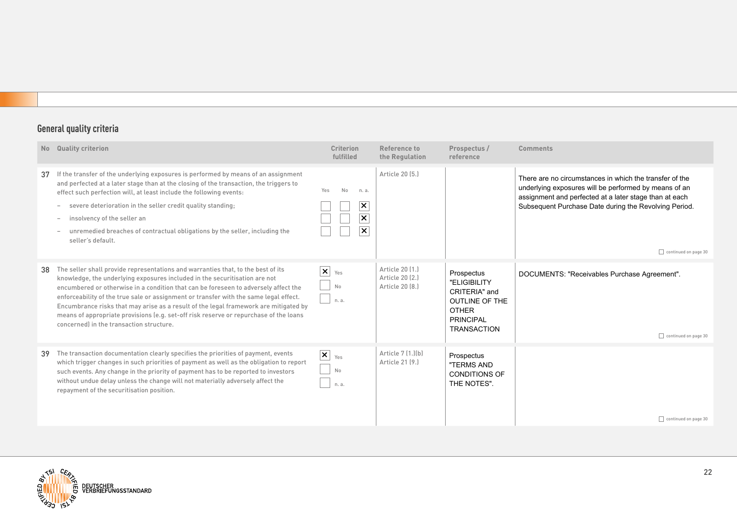## General quality criteria

| No | Quality criterion | Criterion fulfilled | Reference to the Regulation | Prospectus / reference | Comments |
|---|---|---|---|---|---|
| 37 | If the transfer of the underlying exposures is performed by means of an assignment and perfected at a later stage than at the closing of the transaction, the triggers to effect such perfection will, at least include the following events:<br>– severe deterioration in the seller credit quality standing;<br>– insolvency of the seller an<br>– unremedied breaches of contractual obligations by the seller, including the seller's default. | Yes ☐ No ☐ n. a. ☒<br>Yes ☐ No ☐ n. a. ☒<br>Yes ☐ No ☐ n. a. ☒ | Article 20 (5.) | | There are no circumstances in which the transfer of the underlying exposures will be performed by means of an assignment and perfected at a later stage than at each Subsequent Purchase Date during the Revolving Period.<br>☐ continued on page 30 |
| 38 | The seller shall provide representations and warranties that, to the best of its knowledge, the underlying exposures included in the securitisation are not encumbered or otherwise in a condition that can be foreseen to adversely affect the enforceability of the true sale or assignment or transfer with the same legal effect. Encumbrance risks that may arise as a result of the legal framework are mitigated by means of appropriate provisions (e.g. set-off risk reserve or repurchase of the loans concerned) in the transaction structure. | ☒ Yes<br>☐ No<br>☐ n. a. | Article 20 (1.)<br>Article 20 (2.)<br>Article 20 (8.) | Prospectus "ELIGIBILITY CRITERIA" and OUTLINE OF THE OTHER PRINCIPAL TRANSACTION | DOCUMENTS: "Receivables Purchase Agreement".<br>☐ continued on page 30 |
| 39 | The transaction documentation clearly specifies the priorities of payment, events which trigger changes in such priorities of payment as well as the obligation to report such events. Any change in the priority of payment has to be reported to investors without undue delay unless the change will not materially adversely affect the repayment of the securitisation position. | ☒ Yes<br>☐ No<br>☐ n. a. | Article 7 (1.)(b)<br>Article 21 (9.) | Prospectus "TERMS AND CONDITIONS OF THE NOTES". | ☐ continued on page 30 |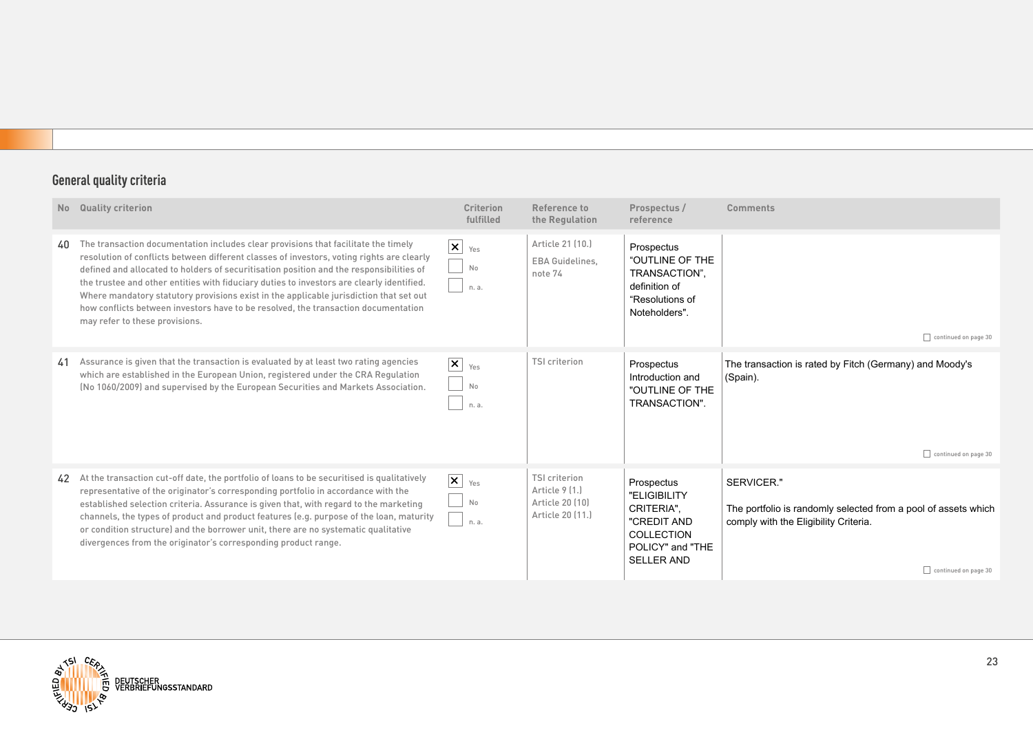## General quality criteria

| No | Quality criterion | Criterion fulfilled | Reference to the Regulation | Prospectus / reference | Comments |
|---|---|---|---|---|---|
| 40 | The transaction documentation includes clear provisions that facilitate the timely resolution of conflicts between different classes of investors, voting rights are clearly defined and allocated to holders of securitisation position and the responsibilities of the trustee and other entities with fiduciary duties to investors are clearly identified. Where mandatory statutory provisions exist in the applicable jurisdiction that set out how conflicts between investors have to be resolved, the transaction documentation may refer to these provisions. | ☒ Yes ☐ No ☐ n. a. | Article 21 (10.) EBA Guidelines, note 74 | Prospectus "OUTLINE OF THE TRANSACTION", definition of "Resolutions of Noteholders". | ☐ continued on page 30 |
| 41 | Assurance is given that the transaction is evaluated by at least two rating agencies which are established in the European Union, registered under the CRA Regulation (No 1060/2009) and supervised by the European Securities and Markets Association. | ☒ Yes ☐ No ☐ n. a. | TSI criterion | Prospectus Introduction and "OUTLINE OF THE TRANSACTION". | The transaction is rated by Fitch (Germany) and Moody's (Spain). ☐ continued on page 30 |
| 42 | At the transaction cut-off date, the portfolio of loans to be securitised is qualitatively representative of the originator's corresponding portfolio in accordance with the established selection criteria. Assurance is given that, with regard to the marketing channels, the types of product and product features (e.g. purpose of the loan, maturity or condition structure) and the borrower unit, there are no systematic qualitative divergences from the originator's corresponding product range. | ☒ Yes ☐ No ☐ n. a. | TSI criterion Article 9 (1.) Article 20 (10) Article 20 (11.) | Prospectus "ELIGIBILITY CRITERIA", "CREDIT AND COLLECTION POLICY" and "THE SELLER AND | SERVICER." The portfolio is randomly selected from a pool of assets which comply with the Eligibility Criteria. ☐ continued on page 30 |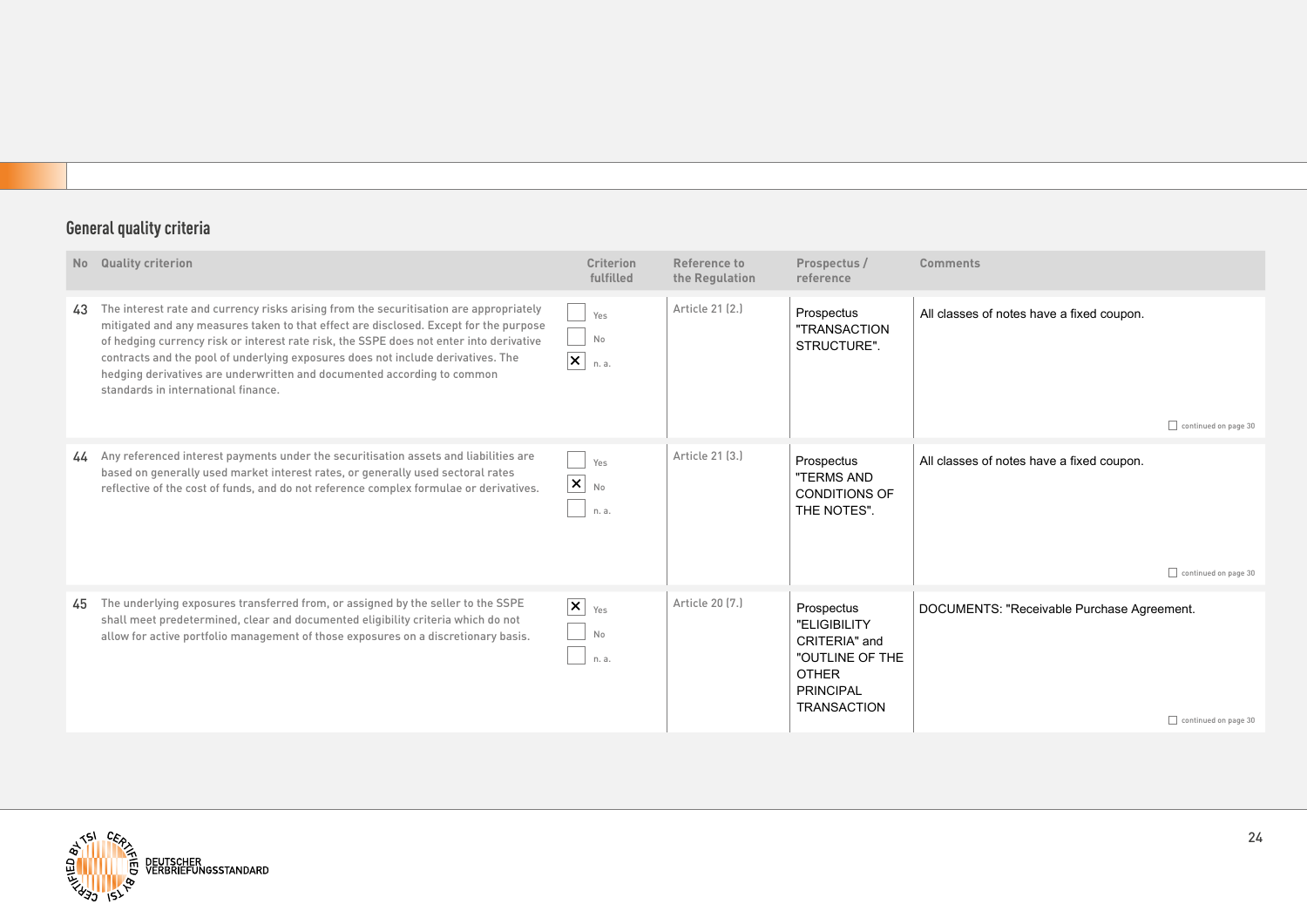## General quality criteria

| No | Quality criterion | Criterion fulfilled | Reference to the Regulation | Prospectus / reference | Comments |
|---|---|---|---|---|---|
| 43 | The interest rate and currency risks arising from the securitisation are appropriately mitigated and any measures taken to that effect are disclosed. Except for the purpose of hedging currency risk or interest rate risk, the SSPE does not enter into derivative contracts and the pool of underlying exposures does not include derivatives. The hedging derivatives are underwritten and documented according to common standards in international finance. | ☐ Yes ☐ No ☒ n. a. | Article 21 (2.) | Prospectus "TRANSACTION STRUCTURE". | All classes of notes have a fixed coupon. ☐ continued on page 30 |
| 44 | Any referenced interest payments under the securitisation assets and liabilities are based on generally used market interest rates, or generally used sectoral rates reflective of the cost of funds, and do not reference complex formulae or derivatives. | ☐ Yes ☒ No ☐ n. a. | Article 21 (3.) | Prospectus "TERMS AND CONDITIONS OF THE NOTES". | All classes of notes have a fixed coupon. ☐ continued on page 30 |
| 45 | The underlying exposures transferred from, or assigned by the seller to the SSPE shall meet predetermined, clear and documented eligibility criteria which do not allow for active portfolio management of those exposures on a discretionary basis. | ☒ Yes ☐ No ☐ n. a. | Article 20 (7.) | Prospectus "ELIGIBILITY CRITERIA" and "OUTLINE OF THE OTHER PRINCIPAL TRANSACTION | DOCUMENTS: "Receivable Purchase Agreement. ☐ continued on page 30 |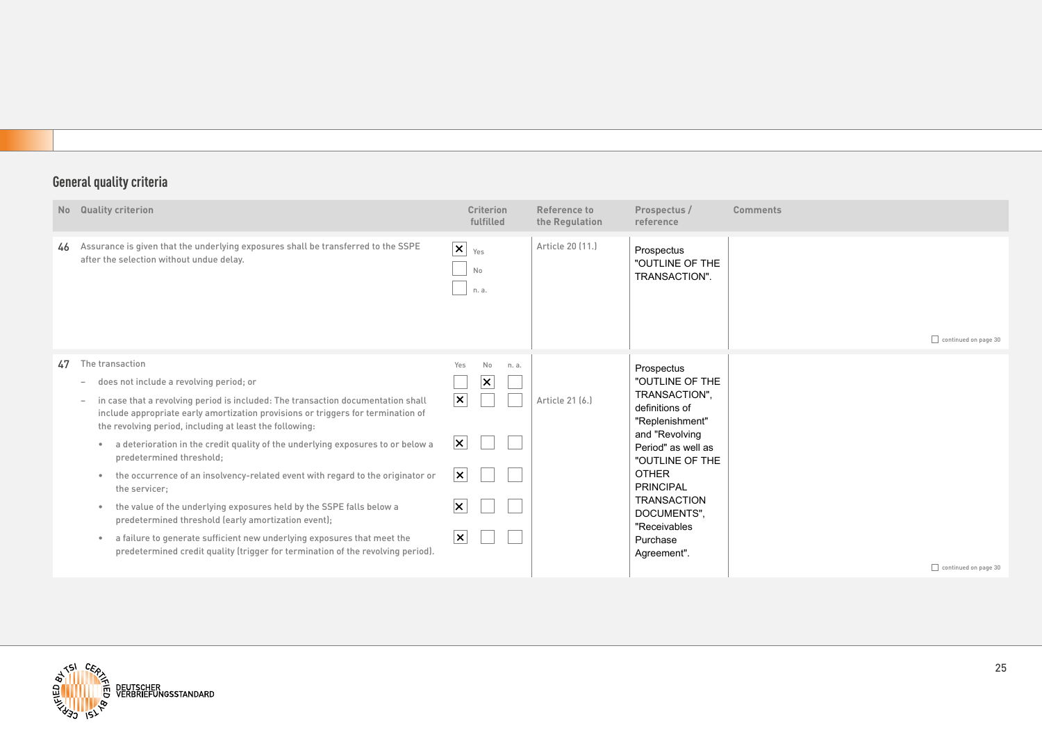## General quality criteria

| No | Quality criterion | Criterion fulfilled | Reference to the Regulation | Prospectus / reference | Comments |
|---|---|---|---|---|---|
| 46 | Assurance is given that the underlying exposures shall be transferred to the SSPE after the selection without undue delay. | ☒ Yes ☐ No ☐ n. a. | Article 20 (11.) | Prospectus "OUTLINE OF THE TRANSACTION". | ☐ continued on page 30 |
| 47 | The transaction | Yes / No / n. a. | Article 21 (6.) | Prospectus "OUTLINE OF THE TRANSACTION", definitions of "Replenishment" and "Revolving Period" as well as "OUTLINE OF THE OTHER PRINCIPAL TRANSACTION DOCUMENTS", "Receivables Purchase Agreement". | ☐ continued on page 30 |
| | – does not include a revolving period; or | ☐ Yes ☒ No ☐ n. a. | | | |
| | – in case that a revolving period is included: The transaction documentation shall include appropriate early amortization provisions or triggers for termination of the revolving period, including at least the following: | ☒ Yes ☐ No ☐ n. a. | | | |
| | • a deterioration in the credit quality of the underlying exposures to or below a predetermined threshold; | ☒ Yes ☐ No ☐ n. a. | | | |
| | • the occurrence of an insolvency-related event with regard to the originator or the servicer; | ☒ Yes ☐ No ☐ n. a. | | | |
| | • the value of the underlying exposures held by the SSPE falls below a predetermined threshold (early amortization event); | ☒ Yes ☐ No ☐ n. a. | | | |
| | • a failure to generate sufficient new underlying exposures that meet the predetermined credit quality (trigger for termination of the revolving period). | ☒ Yes ☐ No ☐ n. a. | | | |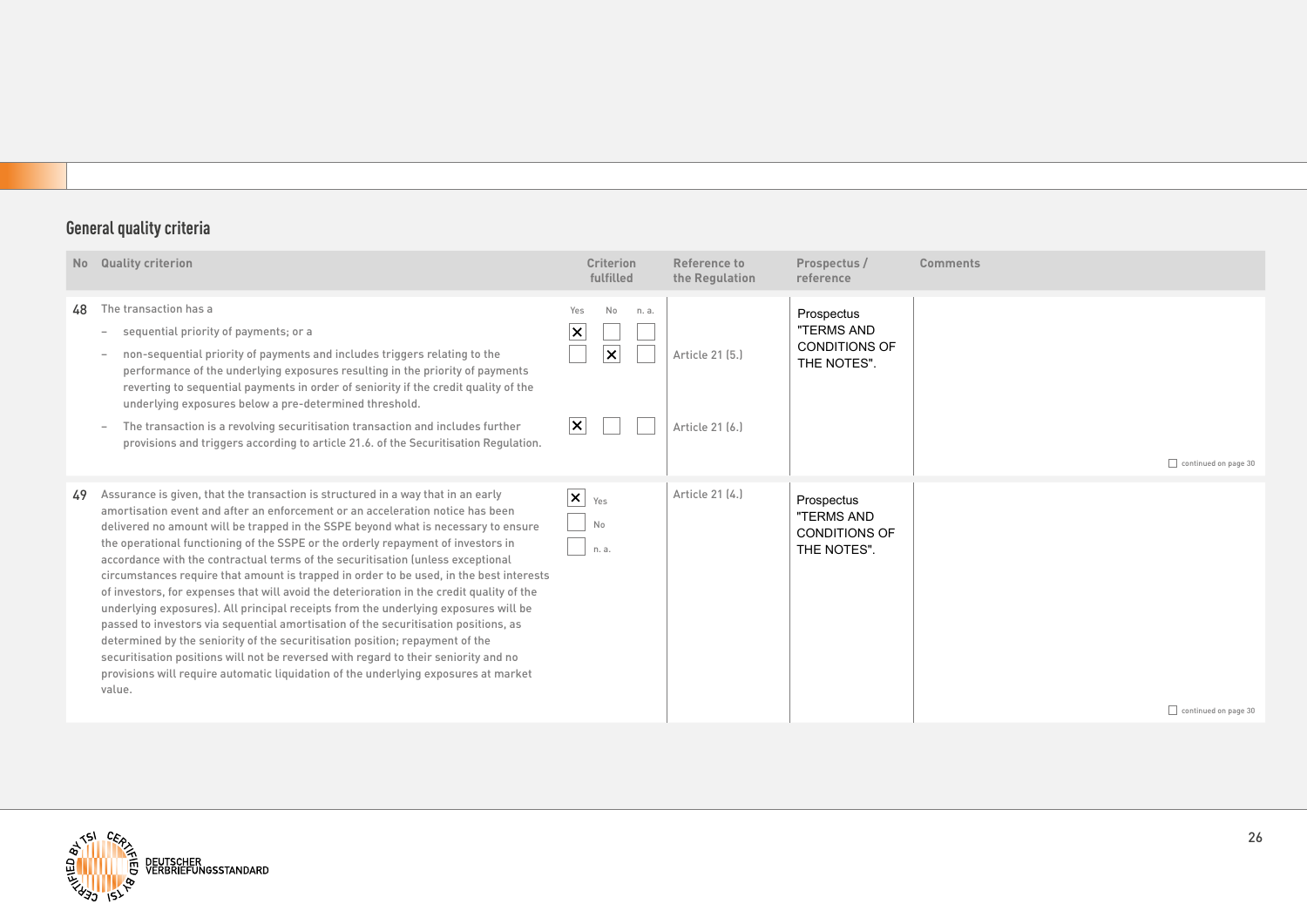## General quality criteria

| No | Quality criterion | Criterion fulfilled | Reference to the Regulation | Prospectus / reference | Comments |
|---|---|---|---|---|---|
| 48 | The transaction has a | Yes / No / n. a. | | Prospectus "TERMS AND CONDITIONS OF THE NOTES". | |
| | – sequential priority of payments; or a | ☒ Yes ☐ No ☐ n. a. | | | |
| | – non-sequential priority of payments and includes triggers relating to the performance of the underlying exposures resulting in the priority of payments reverting to sequential payments in order of seniority if the credit quality of the underlying exposures below a pre-determined threshold. | ☐ Yes ☒ No ☐ n. a. | Article 21 (5.) | | |
| | – The transaction is a revolving securitisation transaction and includes further provisions and triggers according to article 21.6. of the Securitisation Regulation. | ☒ Yes ☐ No ☐ n. a. | Article 21 (6.) | | ☐ continued on page 30 |
| 49 | Assurance is given, that the transaction is structured in a way that in an early amortisation event and after an enforcement or an acceleration notice has been delivered no amount will be trapped in the SSPE beyond what is necessary to ensure the operational functioning of the SSPE or the orderly repayment of investors in accordance with the contractual terms of the securitisation (unless exceptional circumstances require that amount is trapped in order to be used, in the best interests of investors, for expenses that will avoid the deterioration in the credit quality of the underlying exposures). All principal receipts from the underlying exposures will be passed to investors via sequential amortisation of the securitisation positions, as determined by the seniority of the securitisation position; repayment of the securitisation positions will not be reversed with regard to their seniority and no provisions will require automatic liquidation of the underlying exposures at market value. | ☒ Yes ☐ No ☐ n. a. | Article 21 (4.) | Prospectus "TERMS AND CONDITIONS OF THE NOTES". | ☐ continued on page 30 |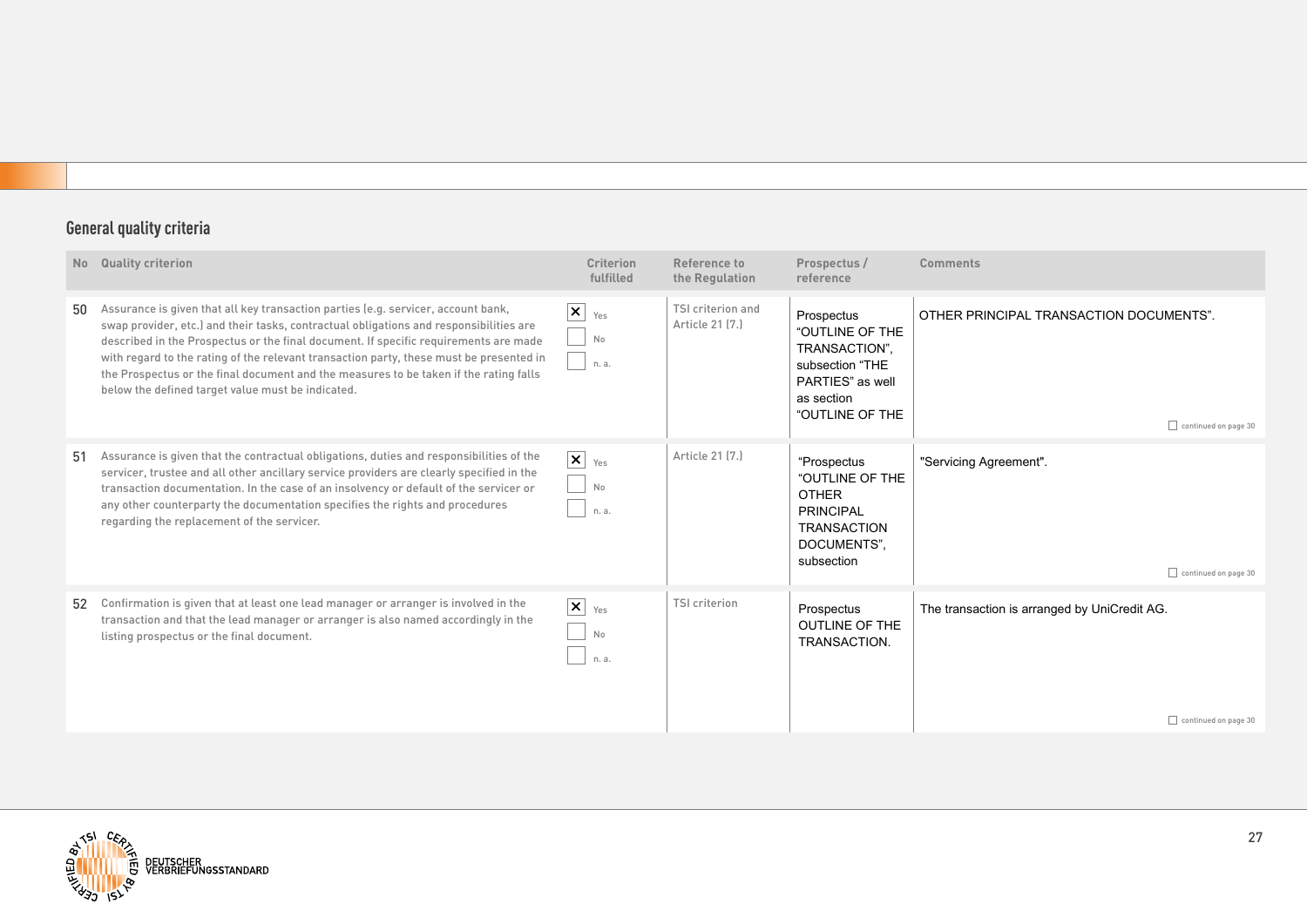## General quality criteria

| No | Quality criterion | Criterion fulfilled | Reference to the Regulation | Prospectus / reference | Comments |
|---|---|---|---|---|---|
| 50 | Assurance is given that all key transaction parties (e.g. servicer, account bank, swap provider, etc.) and their tasks, contractual obligations and responsibilities are described in the Prospectus or the final document. If specific requirements are made with regard to the rating of the relevant transaction party, these must be presented in the Prospectus or the final document and the measures to be taken if the rating falls below the defined target value must be indicated. | ☒ Yes ☐ No ☐ n. a. | TSI criterion and Article 21 (7.) | Prospectus “OUTLINE OF THE TRANSACTION”, subsection “THE PARTIES” as well as section “OUTLINE OF THE | OTHER PRINCIPAL TRANSACTION DOCUMENTS”. ☐ continued on page 30 |
| 51 | Assurance is given that the contractual obligations, duties and responsibilities of the servicer, trustee and all other ancillary service providers are clearly specified in the transaction documentation. In the case of an insolvency or default of the servicer or any other counterparty the documentation specifies the rights and procedures regarding the replacement of the servicer. | ☒ Yes ☐ No ☐ n. a. | Article 21 (7.) | “Prospectus “OUTLINE OF THE OTHER PRINCIPAL TRANSACTION DOCUMENTS”, subsection | "Servicing Agreement". ☐ continued on page 30 |
| 52 | Confirmation is given that at least one lead manager or arranger is involved in the transaction and that the lead manager or arranger is also named accordingly in the listing prospectus or the final document. | ☒ Yes ☐ No ☐ n. a. | TSI criterion | Prospectus OUTLINE OF THE TRANSACTION. | The transaction is arranged by UniCredit AG. ☐ continued on page 30 |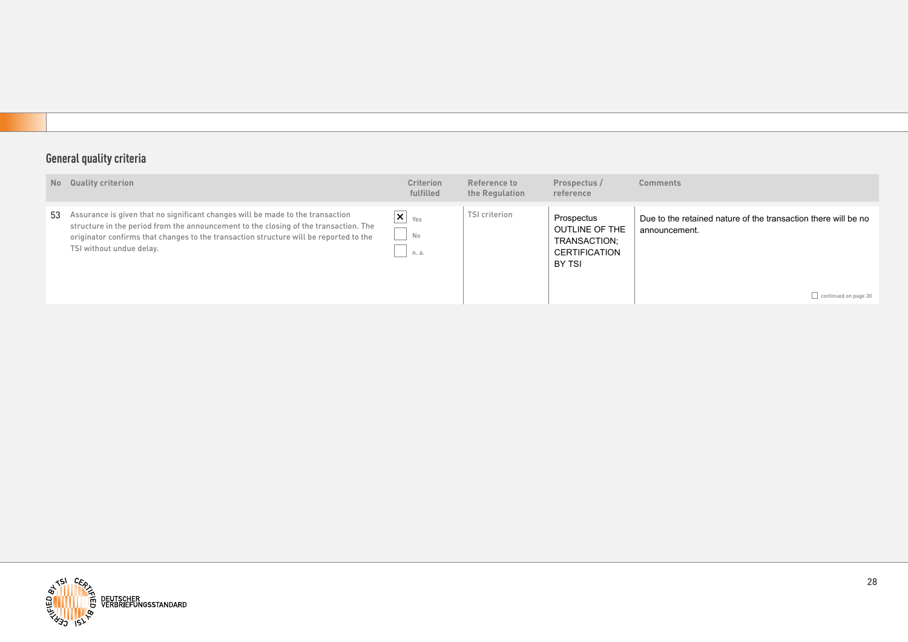## General quality criteria

| No | Quality criterion | Criterion fulfilled | Reference to the Regulation | Prospectus / reference | Comments |
|---|---|---|---|---|---|
| 53 | Assurance is given that no significant changes will be made to the transaction structure in the period from the announcement to the closing of the transaction. The originator confirms that changes to the transaction structure will be reported to the TSI without undue delay. | ☒ Yes ☐ No ☐ n. a. | TSI criterion | Prospectus OUTLINE OF THE TRANSACTION; CERTIFICATION BY TSI | Due to the retained nature of the transaction there will be no announcement. ☐ continued on page 30 |

DEUTSCHER VERBRIEFUNGSSTANDARD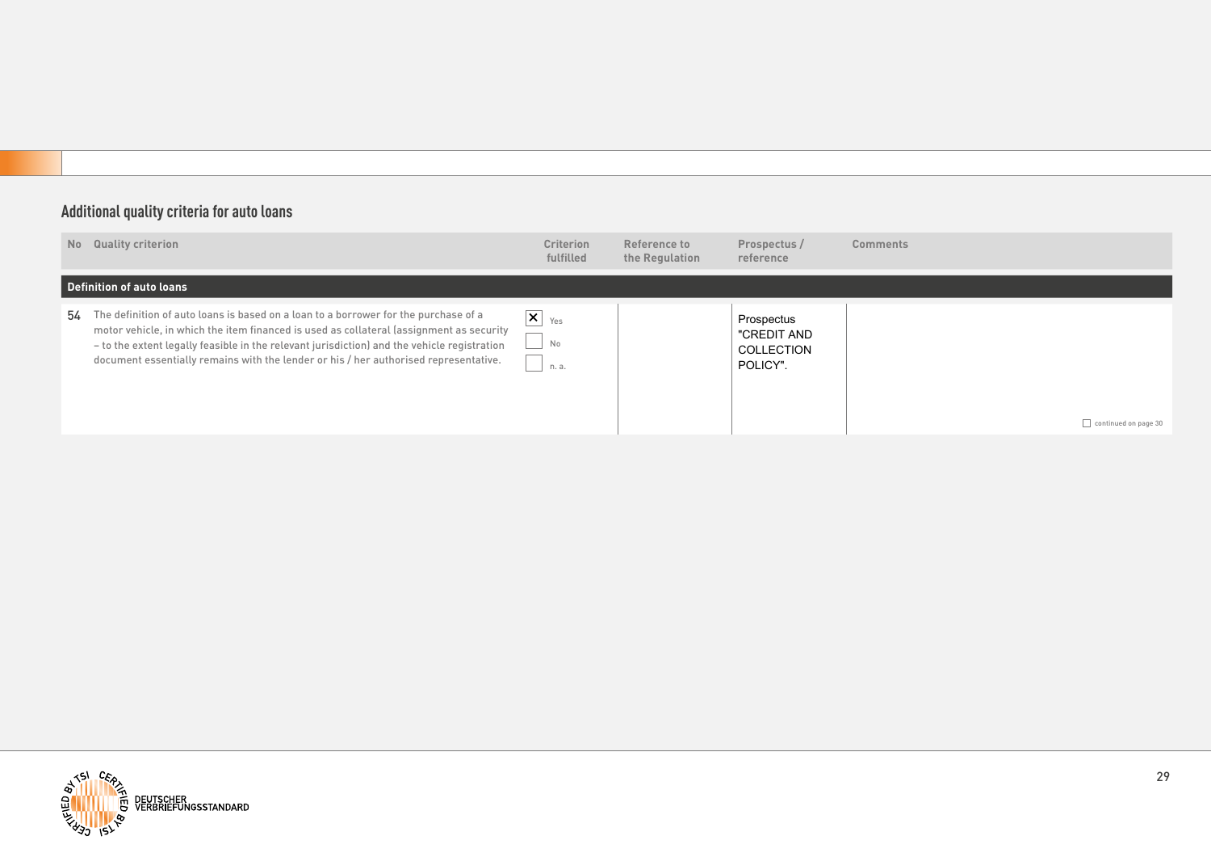## Additional quality criteria for auto loans

| No | Quality criterion | Criterion fulfilled | Reference to the Regulation | Prospectus / reference | Comments |
|---|---|---|---|---|---|
| **Definition of auto loans** | | | | | |
| 54 | The definition of auto loans is based on a loan to a borrower for the purchase of a motor vehicle, in which the item financed is used as collateral (assignment as security – to the extent legally feasible in the relevant jurisdiction) and the vehicle registration document essentially remains with the lender or his / her authorised representative. | ☒ Yes ☐ No ☐ n. a. | | Prospectus "CREDIT AND COLLECTION POLICY". | ☐ continued on page 30 |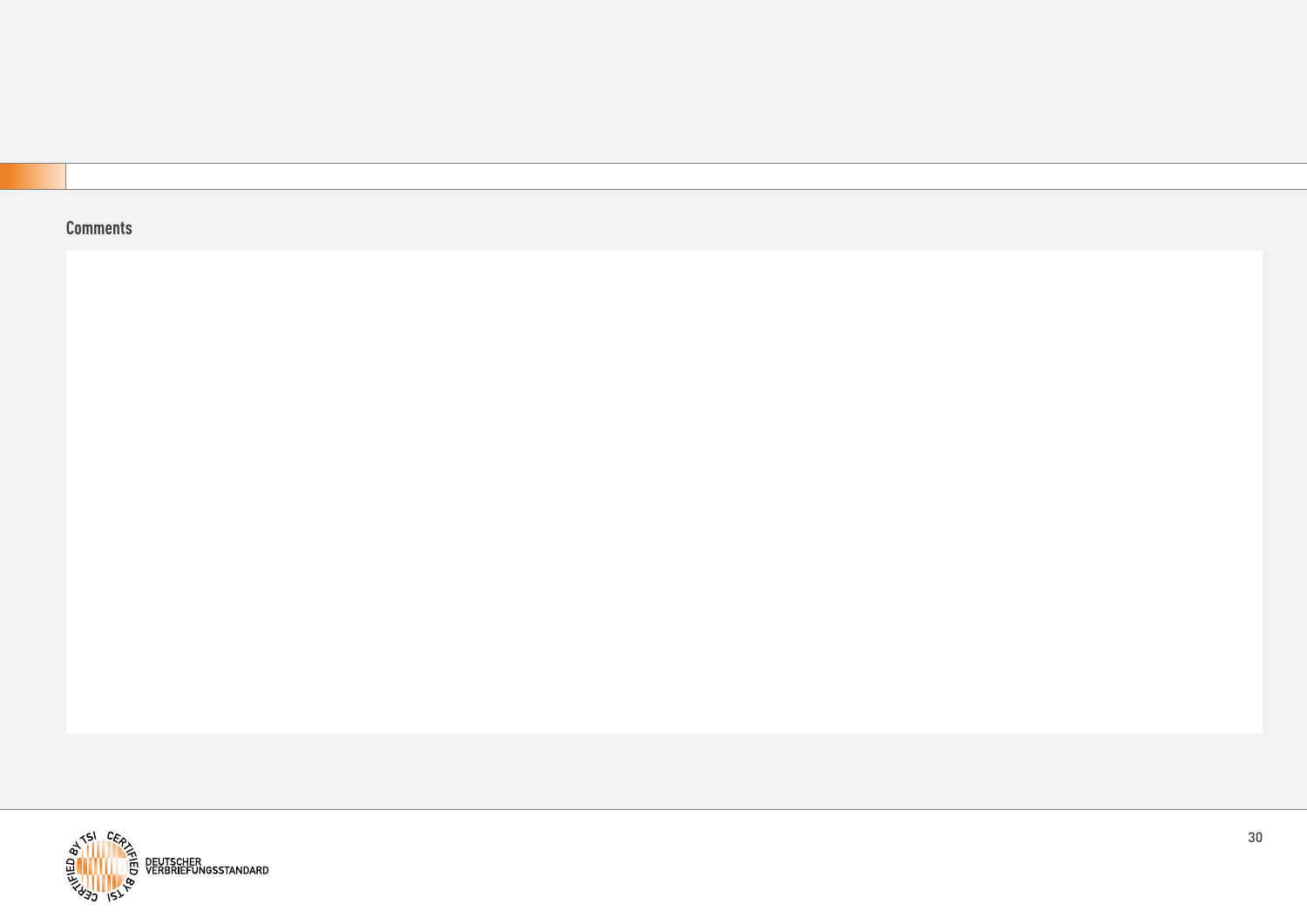## Comments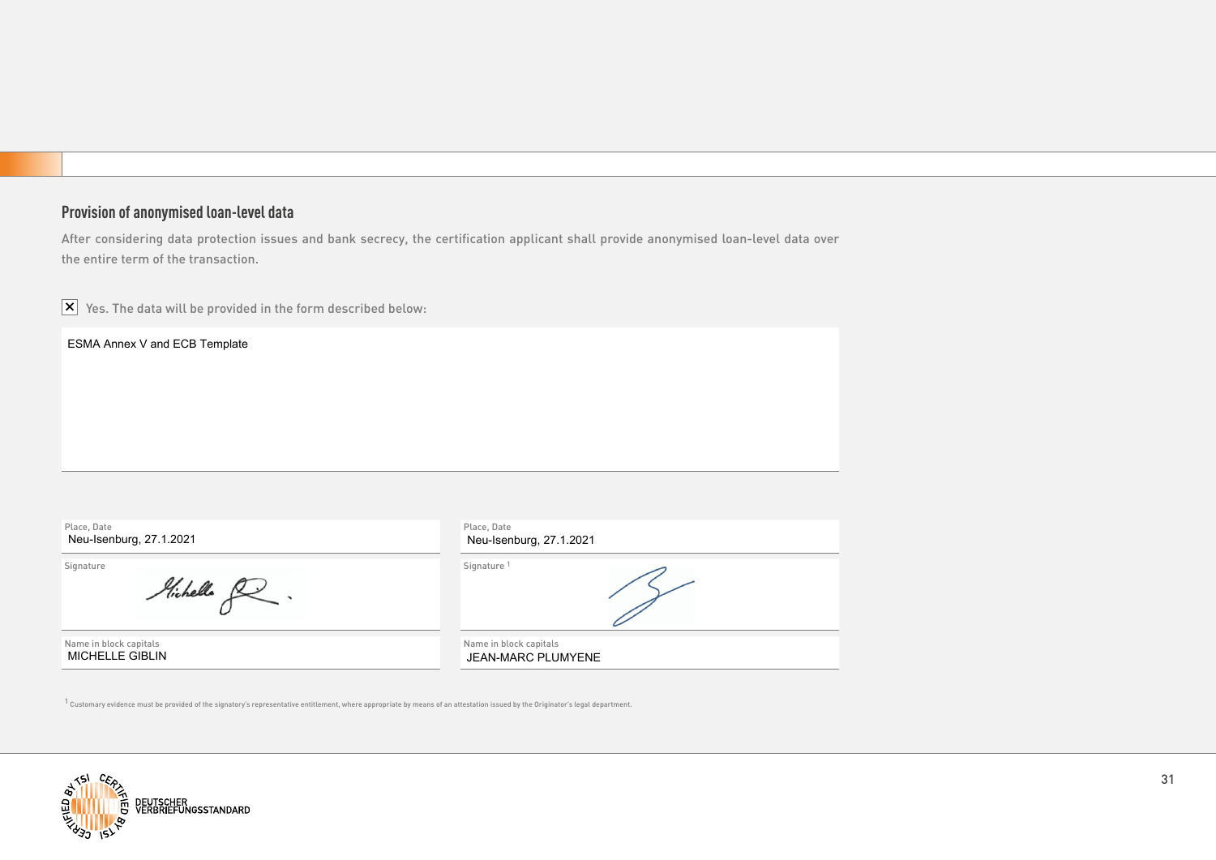## Provision of anonymised loan-level data

After considering data protection issues and bank secrecy, the certification applicant shall provide anonymised loan-level data over the entire term of the transaction.

☒ Yes. The data will be provided in the form described below:

ESMA Annex V and ECB Template

| | |
|---|---|
| Place, Date<br>Neu-Isenburg, 27.1.2021 | Place, Date<br>Neu-Isenburg, 27.1.2021 |
| Signature | Signature [1] |
| Name in block capitals<br>MICHELLE GIBLIN | Name in block capitals<br>JEAN-MARC PLUMYENE |

[1] Customary evidence must be provided of the signatory's representative entitlement, where appropriate by means of an attestation issued by the Originator's legal department.

CERTIFIED BY TSI DEUTSCHER VERBRIEFUNGSSTANDARD